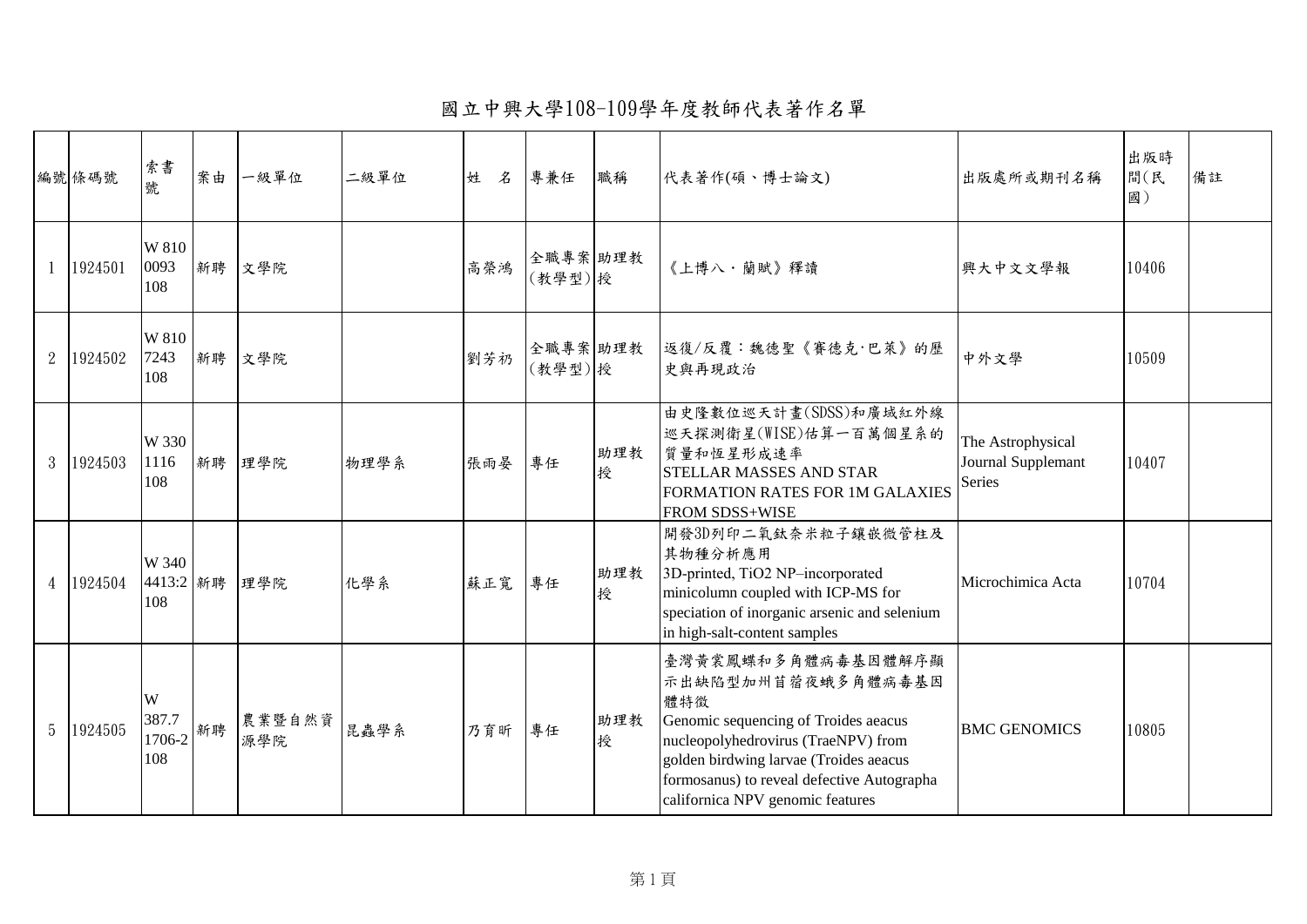# 國立中興大學108-109學年度教師代表著作名單

| 編號 | 條碼號 | 索書號 | 案由 | 一級單位 | 二級單位 | 姓　名 | 專兼任 | 職稱 | 代表著作(碩、博士論文) | 出版處所或期刊名稱 | 出版時間(民國) | 備註 |
|---|---|---|---|---|---|---|---|---|---|---|---|---|
| 1 | 1924501 | W 810 0093 108 | 新聘 | 文學院 | | 高榮鴻 | 全職專案(教學型) | 助理教授 | 《上博八・蘭賦》釋讀 | 興大中文文學報 | 10406 | |
| 2 | 1924502 | W 810 7243 108 | 新聘 | 文學院 | | 劉芳礽 | 全職專案(教學型) | 助理教授 | 返復/反覆：魏德聖《賽德克·巴萊》的歷史與再現政治 | 中外文學 | 10509 | |
| 3 | 1924503 | W 330 1116 108 | 新聘 | 理學院 | 物理學系 | 張雨晏 | 專任 | 助理教授 | 由史隆數位巡天計畫(SDSS)和廣域紅外線巡天探測衛星(WISE)估算一百萬個星系的質量和恆星形成速率 STELLAR MASSES AND STAR FORMATION RATES FOR 1M GALAXIES FROM SDSS+WISE | The Astrophysical Journal Supplemant Series | 10407 | |
| 4 | 1924504 | W 340 4413:2 108 | 新聘 | 理學院 | 化學系 | 蘇正寬 | 專任 | 助理教授 | 開發3D列印二氧鈦奈米粒子鑲嵌微管柱及其物種分析應用 3D-printed, $TiO_2$ NP–incorporated minicolumn coupled with ICP-MS for speciation of inorganic arsenic and selenium in high-salt-content samples | Microchimica Acta | 10704 | |
| 5 | 1924505 | W 387.7 1706-2 108 | 新聘 | 農業暨自然資源學院 | 昆蟲學系 | 乃育昕 | 專任 | 助理教授 | 臺灣黃裳鳳蝶和多角體病毒基因體解序顯示出缺陷型加州苜蓿夜蛾多角體病毒基因體特徵 Genomic sequencing of Troides aeacus nucleopolyhedrovirus (TraeNPV) from golden birdwing larvae (Troides aeacus formosanus) to reveal defective Autographa californica NPV genomic features | BMC GENOMICS | 10805 | |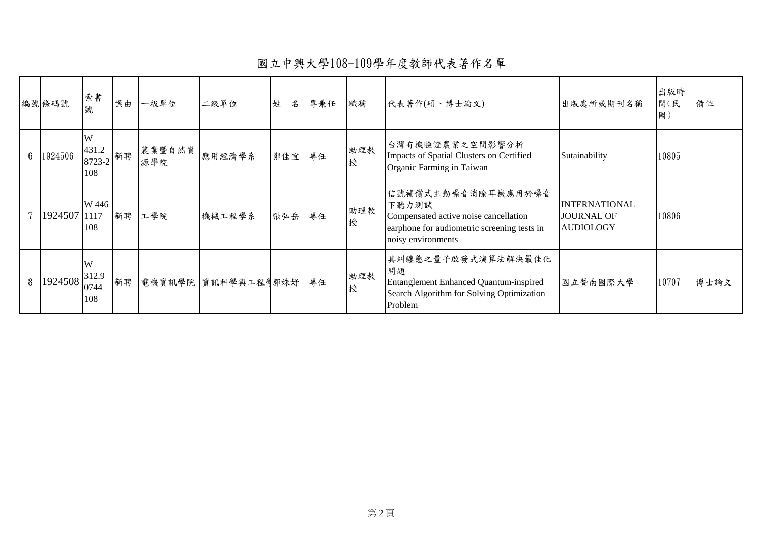# 國立中興大學108-109學年度教師代表著作名單

| 編號 | 條碼號 | 索書號 | 案由 | 一級單位 | 二級單位 | 姓　名 | 專兼任 | 職稱 | 代表著作(碩、博士論文) | 出版處所或期刊名稱 | 出版時間(民國) | 備註 |
|---|---|---|---|---|---|---|---|---|---|---|---|---|
| 6 | 1924506 | W 431.2 8723-2 108 | 新聘 | 農業暨自然資源學院 | 應用經濟學系 | 鄭佳宜 | 專任 | 助理教授 | 台灣有機驗證農業之空間影響分析 Impacts of Spatial Clusters on Certified Organic Farming in Taiwan | Sutainability | 10805 | |
| 7 | 1924507 | W 446 1117 108 | 新聘 | 工學院 | 機械工程學系 | 張弘岳 | 專任 | 助理教授 | 信號補償式主動噪音消除耳機應用於噪音下聽力測試 Compensated active noise cancellation earphone for audiometric screening tests in noisy environments | INTERNATIONAL JOURNAL OF AUDIOLOGY | 10806 | |
| 8 | 1924508 | W 312.9 0744 108 | 新聘 | 電機資訊學院 | 資訊科學與工程學 | 郭姝妤 | 專任 | 助理教授 | 具糾纏態之量子啟發式演算法解決最佳化問題 Entanglement Enhanced Quantum-inspired Search Algorithm for Solving Optimization Problem | 國立暨南國際大學 | 10707 | 博士論文 |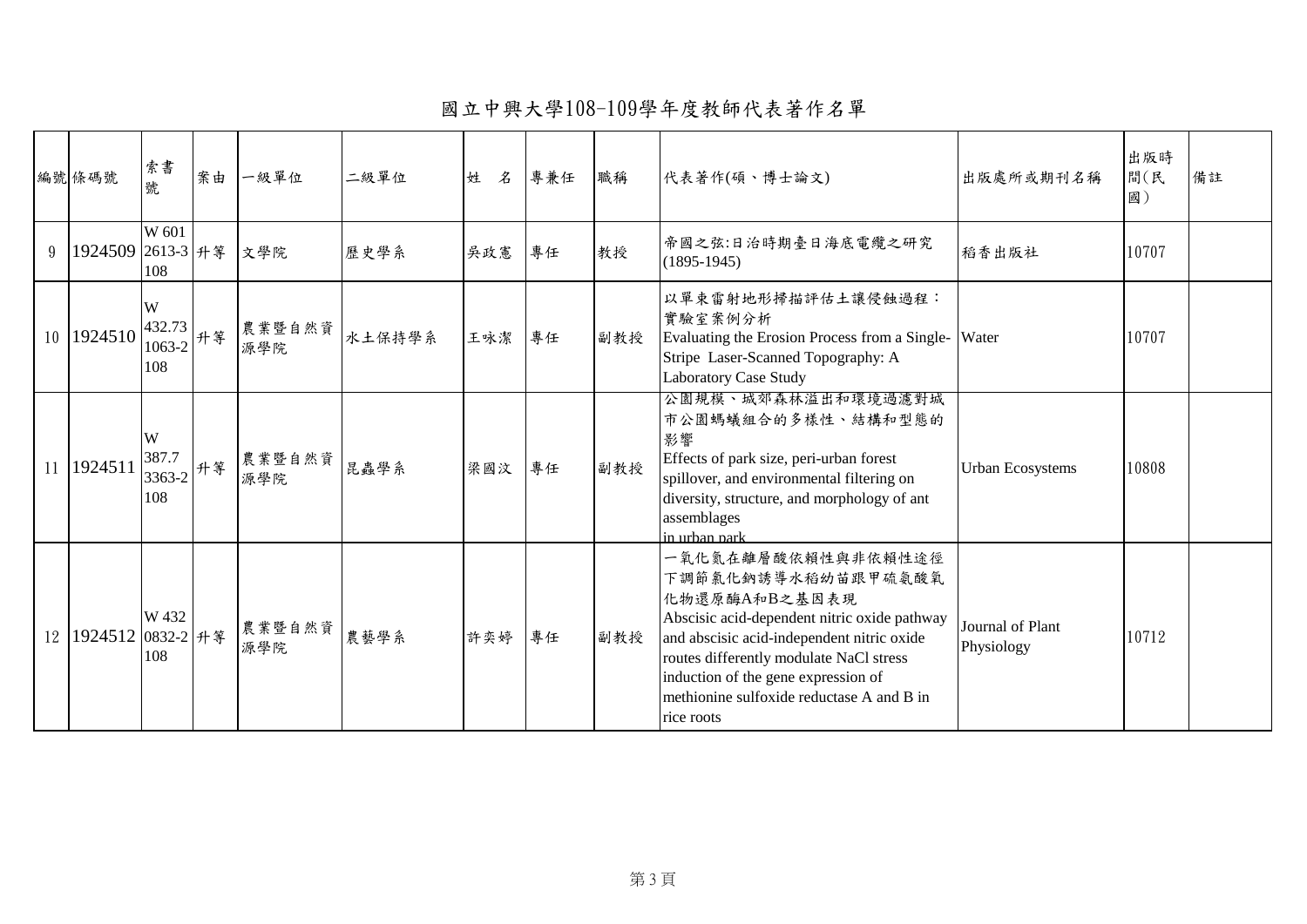# 國立中興大學108-109學年度教師代表著作名單

| 編號 | 條碼號 | 索書號 | 案由 | 一級單位 | 二級單位 | 姓　名 | 專兼任 | 職稱 | 代表著作(碩、博士論文) | 出版處所或期刊名稱 | 出版時間(民國) | 備註 |
|---|---|---|---|---|---|---|---|---|---|---|---|---|
| 9 | 1924509 | W 601 2613-3 108 | 升等 | 文學院 | 歷史學系 | 吳政憲 | 專任 | 教授 | 帝國之弦:日治時期臺日海底電纜之研究(1895-1945) | 稻香出版社 | 10707 | |
| 10 | 1924510 | W 432.73 1063-2 108 | 升等 | 農業暨自然資源學院 | 水土保持學系 | 王咏潔 | 專任 | 副教授 | 以單束雷射地形掃描評估土讓侵蝕過程：實驗室案例分析 Evaluating the Erosion Process from a Single-Stripe Laser-Scanned Topography: A Laboratory Case Study | Water | 10707 | |
| 11 | 1924511 | W 387.7 3363-2 108 | 升等 | 農業暨自然資源學院 | 昆蟲學系 | 梁國汶 | 專任 | 副教授 | 公園規模、城郊森林溢出和環境過濾對城市公園螞蟻組合的多樣性、結構和型態的影響 Effects of park size, peri-urban forest spillover, and environmental filtering on diversity, structure, and morphology of ant assemblages in urban park | Urban Ecosystems | 10808 | |
| 12 | 1924512 | W 432 0832-2 108 | 升等 | 農業暨自然資源學院 | 農藝學系 | 許奕婷 | 專任 | 副教授 | 一氧化氮在離層酸依賴性與非依賴性途徑下調節氯化鈉誘導水稻幼苗跟甲硫氨酸氧化物還原酶A和B之基因表現 Abscisic acid-dependent nitric oxide pathway and abscisic acid-independent nitric oxide routes differently modulate NaCl stress induction of the gene expression of methionine sulfoxide reductase A and B in rice roots | Journal of Plant Physiology | 10712 | |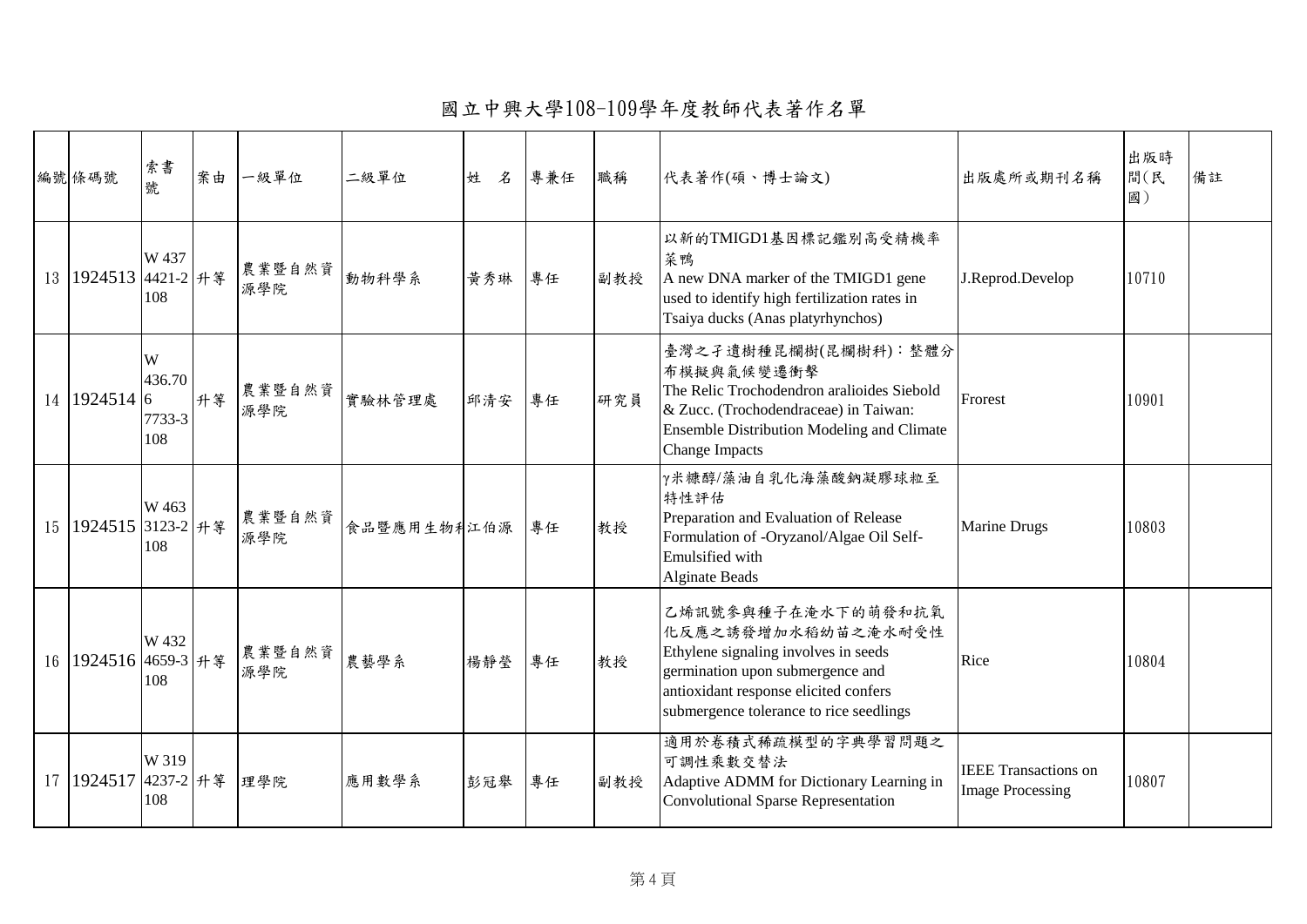# 國立中興大學108-109學年度教師代表著作名單

| 編號 | 條碼號 | 索書號 | 案由 | 一級單位 | 二級單位 | 姓　名 | 專兼任 | 職稱 | 代表著作(碩、博士論文) | 出版處所或期刊名稱 | 出版時間(民國) | 備註 |
|---|---|---|---|---|---|---|---|---|---|---|---|---|
| 13 | 1924513 | W 437 4421-2 108 | 升等 | 農業暨自然資源學院 | 動物科學系 | 黃秀琳 | 專任 | 副教授 | 以新的TMIGD1基因標記鑑別高受精機率菜鴨 A new DNA marker of the TMIGD1 gene used to identify high fertilization rates in Tsaiya ducks (Anas platyrhynchos) | J.Reprod.Develop | 10710 | |
| 14 | 1924514 | W 436.706 7733-3 108 | 升等 | 農業暨自然資源學院 | 實驗林管理處 | 邱清安 | 專任 | 研究員 | 臺灣之孑遺樹種昆欄樹(昆欄樹科)：整體分布模擬與氣候變遷衝擊 The Relic Trochodendron aralioides Siebold & Zucc. (Trochodendraceae) in Taiwan: Ensemble Distribution Modeling and Climate Change Impacts | Frorest | 10901 | |
| 15 | 1924515 | W 463 3123-2 108 | 升等 | 農業暨自然資源學院 | 食品暨應用生物科 | 江伯源 | 專任 | 教授 | γ米糠醇/藻油自乳化海藻酸鈉凝膠球粒至特性評估 Preparation and Evaluation of Release Formulation of -Oryzanol/Algae Oil Self-Emulsified with Alginate Beads | Marine Drugs | 10803 | |
| 16 | 1924516 | W 432 4659-3 108 | 升等 | 農業暨自然資源學院 | 農藝學系 | 楊靜瑩 | 專任 | 教授 | 乙烯訊號參與種子在淹水下的萌發和抗氧化反應之誘發增加水稻幼苗之淹水耐受性 Ethylene signaling involves in seeds germination upon submergence and antioxidant response elicited confers submergence tolerance to rice seedlings | Rice | 10804 | |
| 17 | 1924517 | W 319 4237-2 108 | 升等 | 理學院 | 應用數學系 | 彭冠舉 | 專任 | 副教授 | 適用於卷積式稀疏模型的字典學習問題之可調性乘數交替法 Adaptive ADMM for Dictionary Learning in Convolutional Sparse Representation | IEEE Transactions on Image Processing | 10807 | |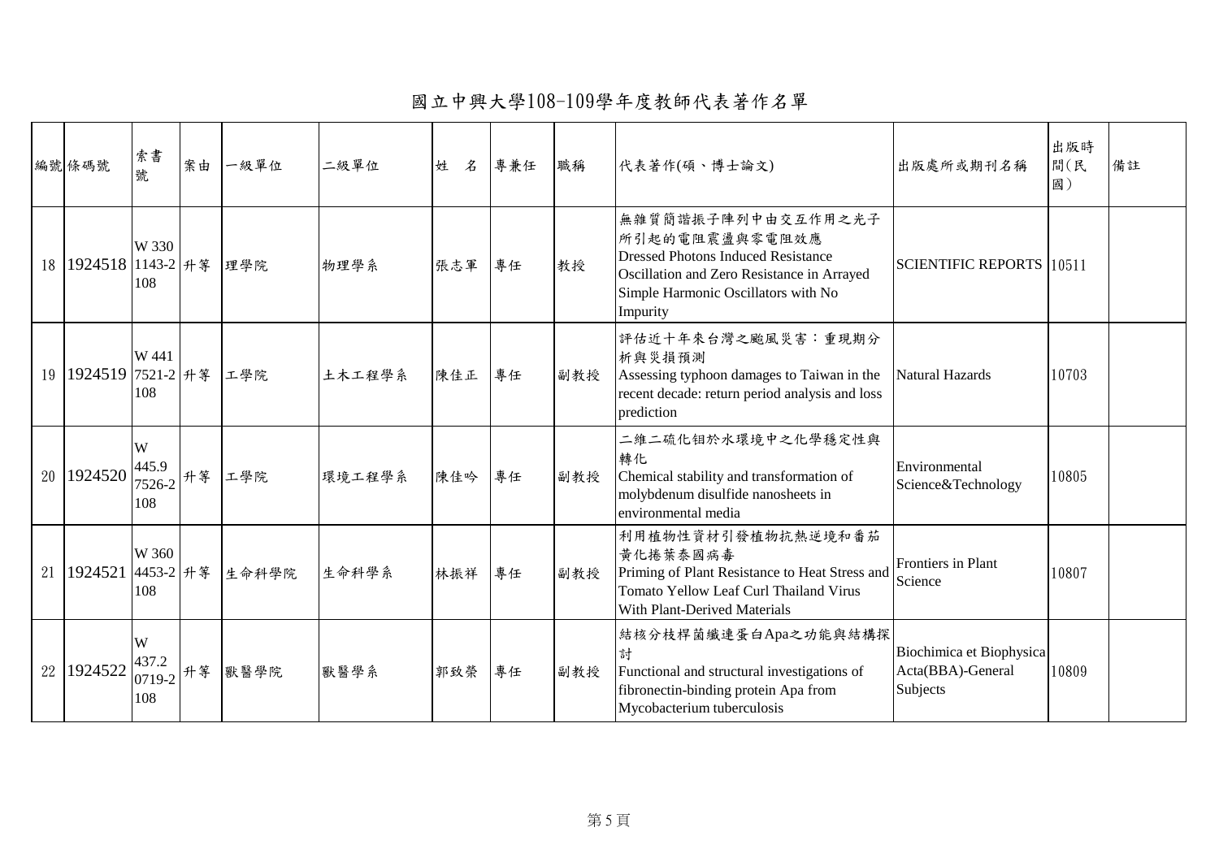# 國立中興大學108-109學年度教師代表著作名單

| 編號 | 條碼號 | 索書號 | 案由 | 一級單位 | 二級單位 | 姓 名 | 專兼任 | 職稱 | 代表著作(碩、博士論文) | 出版處所或期刊名稱 | 出版時間(民國) | 備註 |
|---|---|---|---|---|---|---|---|---|---|---|---|---|
| 18 | 1924518 | W 330 1143-2 108 | 升等 | 理學院 | 物理學系 | 張志軍 | 專任 | 教授 | 無雜質簡諧振子陣列中由交互作用之光子所引起的電阻震盪與零電阻效應 Dressed Photons Induced Resistance Oscillation and Zero Resistance in Arrayed Simple Harmonic Oscillators with No Impurity | SCIENTIFIC REPORTS | 10511 | |
| 19 | 1924519 | W 441 7521-2 108 | 升等 | 工學院 | 土木工程學系 | 陳佳正 | 專任 | 副教授 | 評估近十年來台灣之颱風災害：重現期分析與災損預測 Assessing typhoon damages to Taiwan in the recent decade: return period analysis and loss prediction | Natural Hazards | 10703 | |
| 20 | 1924520 | W 445.9 7526-2 108 | 升等 | 工學院 | 環境工程學系 | 陳佳吟 | 專任 | 副教授 | 二維二硫化鉬於水環境中之化學穩定性與轉化 Chemical stability and transformation of molybdenum disulfide nanosheets in environmental media | Environmental Science&Technology | 10805 | |
| 21 | 1924521 | W 360 4453-2 108 | 升等 | 生命科學院 | 生命科學系 | 林振祥 | 專任 | 副教授 | 利用植物性資材引發植物抗熱逆境和番茄黃化捲葉泰國病毒 Priming of Plant Resistance to Heat Stress and Tomato Yellow Leaf Curl Thailand Virus With Plant-Derived Materials | Frontiers in Plant Science | 10807 | |
| 22 | 1924522 | W 437.2 0719-2 108 | 升等 | 獸醫學院 | 獸醫學系 | 郭致榮 | 專任 | 副教授 | 結核分枝桿菌纖連蛋白Apa之功能與結構探討 Functional and structural investigations of fibronectin-binding protein Apa from Mycobacterium tuberculosis | Biochimica et Biophysica Acta(BBA)-General Subjects | 10809 | |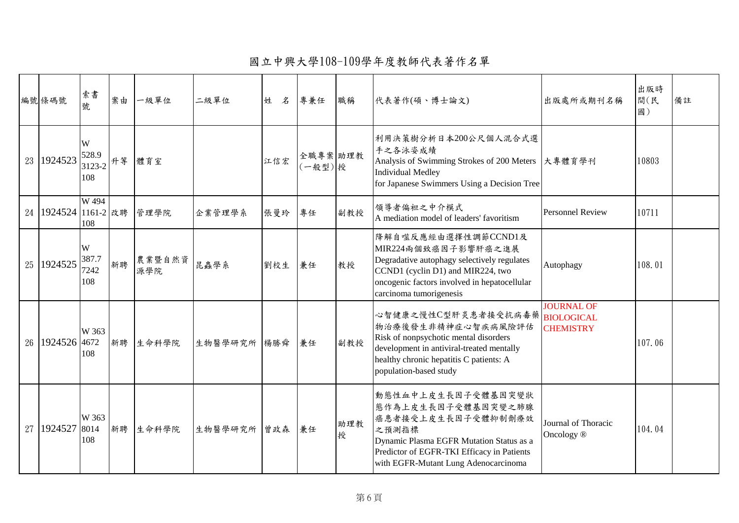# 國立中興大學108-109學年度教師代表著作名單

| 編號 | 條碼號 | 索書號 | 案由 | 一級單位 | 二級單位 | 姓　名 | 專兼任 | 職稱 | 代表著作(碩、博士論文) | 出版處所或期刊名稱 | 出版時間(民國) | 備註 |
|---|---|---|---|---|---|---|---|---|---|---|---|---|
| 23 | 1924523 | W 528.9 3123-2 108 | 升等 | 體育室 | | 江信宏 | 全職專案(一般型) | 助理教授 | 利用決策樹分析日本200公尺個人混合式選手之各泳姿成績 Analysis of Swimming Strokes of 200 Meters Individual Medley for Japanese Swimmers Using a Decision Tree | 大專體育學刊 | 10803 | |
| 24 | 1924524 | W 494 1161-2 108 | 改聘 | 管理學院 | 企業管理學系 | 張曼玲 | 專任 | 副教授 | 領導者偏袒之中介模式 A mediation model of leaders' favoritism | Personnel Review | 10711 | |
| 25 | 1924525 | W 387.7 7242 108 | 新聘 | 農業暨自然資源學院 | 昆蟲學系 | 劉校生 | 兼任 | 教授 | 降解自噬反應經由選擇性調節CCND1及MIR224兩個致癌因子影響肝癌之進展 Degradative autophagy selectively regulates CCND1 (cyclin D1) and MIR224, two oncogenic factors involved in hepatocellular carcinoma tumorigenesis | Autophagy | 108.01 | |
| 26 | 1924526 | W 363 4672 108 | 新聘 | 生命科學院 | 生物醫學研究所 | 楊勝舜 | 兼任 | 副教授 | 心智健康之慢性C型肝炎患者接受抗病毒藥物治療後發生非精神症心智疾病風險評估 Risk of nonpsychotic mental disorders development in antiviral-treated mentally healthy chronic hepatitis C patients: A population-based study | JOURNAL OF BIOLOGICAL CHEMISTRY | 107.06 | |
| 27 | 1924527 | W 363 8014 108 | 新聘 | 生命科學院 | 生物醫學研究所 | 曾政森 | 兼任 | 助理教授 | 動態性血中上皮生長因子受體基因突變狀態作為上皮生長因子受體基因突變之肺腺癌患者接受上皮生長因子受體抑制劑療效之預測指標 Dynamic Plasma EGFR Mutation Status as a Predictor of EGFR-TKI Efficacy in Patients with EGFR-Mutant Lung Adenocarcinoma | Journal of Thoracic Oncology ® | 104.04 | |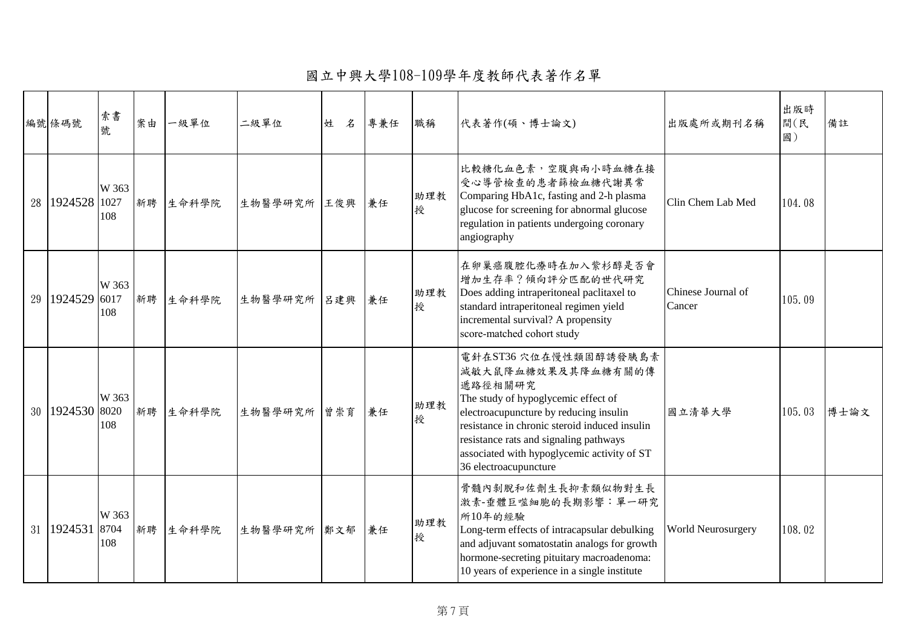# 國立中興大學108-109學年度教師代表著作名單

| 編號 | 條碼號 | 索書號 | 案由 | 一級單位 | 二級單位 | 姓　名 | 專兼任 | 職稱 | 代表著作(碩、博士論文) | 出版處所或期刊名稱 | 出版時間(民國) | 備註 |
|---|---|---|---|---|---|---|---|---|---|---|---|---|
| 28 | 1924528 | W 363 1027 108 | 新聘 | 生命科學院 | 生物醫學研究所 | 王俊興 | 兼任 | 助理教授 | 比較糖化血色素，空腹與兩小時血糖在接受心導管檢查的患者篩檢血糖代謝異常 Comparing HbA1c, fasting and 2-h plasma glucose for screening for abnormal glucose regulation in patients undergoing coronary angiography | Clin Chem Lab Med | 104.08 | |
| 29 | 1924529 | W 363 6017 108 | 新聘 | 生命科學院 | 生物醫學研究所 | 呂建興 | 兼任 | 助理教授 | 在卵巢癌腹腔化療時在加入紫杉醇是否會增加生存率？傾向評分匹配的世代研究 Does adding intraperitoneal paclitaxel to standard intraperitoneal regimen yield incremental survival? A propensity score-matched cohort study | Chinese Journal of Cancer | 105.09 | |
| 30 | 1924530 | W 363 8020 108 | 新聘 | 生命科學院 | 生物醫學研究所 | 曾崇育 | 兼任 | 助理教授 | 電針在ST36 穴位在慢性類固醇誘發胰島素減敏大鼠降血糖效果及其降血糖有關的傳遞路徑相關研究 The study of hypoglycemic effect of electroacupuncture by reducing insulin resistance in chronic steroid induced insulin resistance rats and signaling pathways associated with hypoglycemic activity of ST 36 electroacupuncture | 國立清華大學 | 105.03 | 博士論文 |
| 31 | 1924531 | W 363 8704 108 | 新聘 | 生命科學院 | 生物醫學研究所 | 鄭文郁 | 兼任 | 助理教授 | 骨髓內剝脫和佐劑生長抑素類似物對生長激素-垂體巨噬細胞的長期影響：單一研究所10年的經驗 Long-term effects of intracapsular debulking and adjuvant somatostatin analogs for growth hormone-secreting pituitary macroadenoma: 10 years of experience in a single institute | World Neurosurgery | 108.02 | |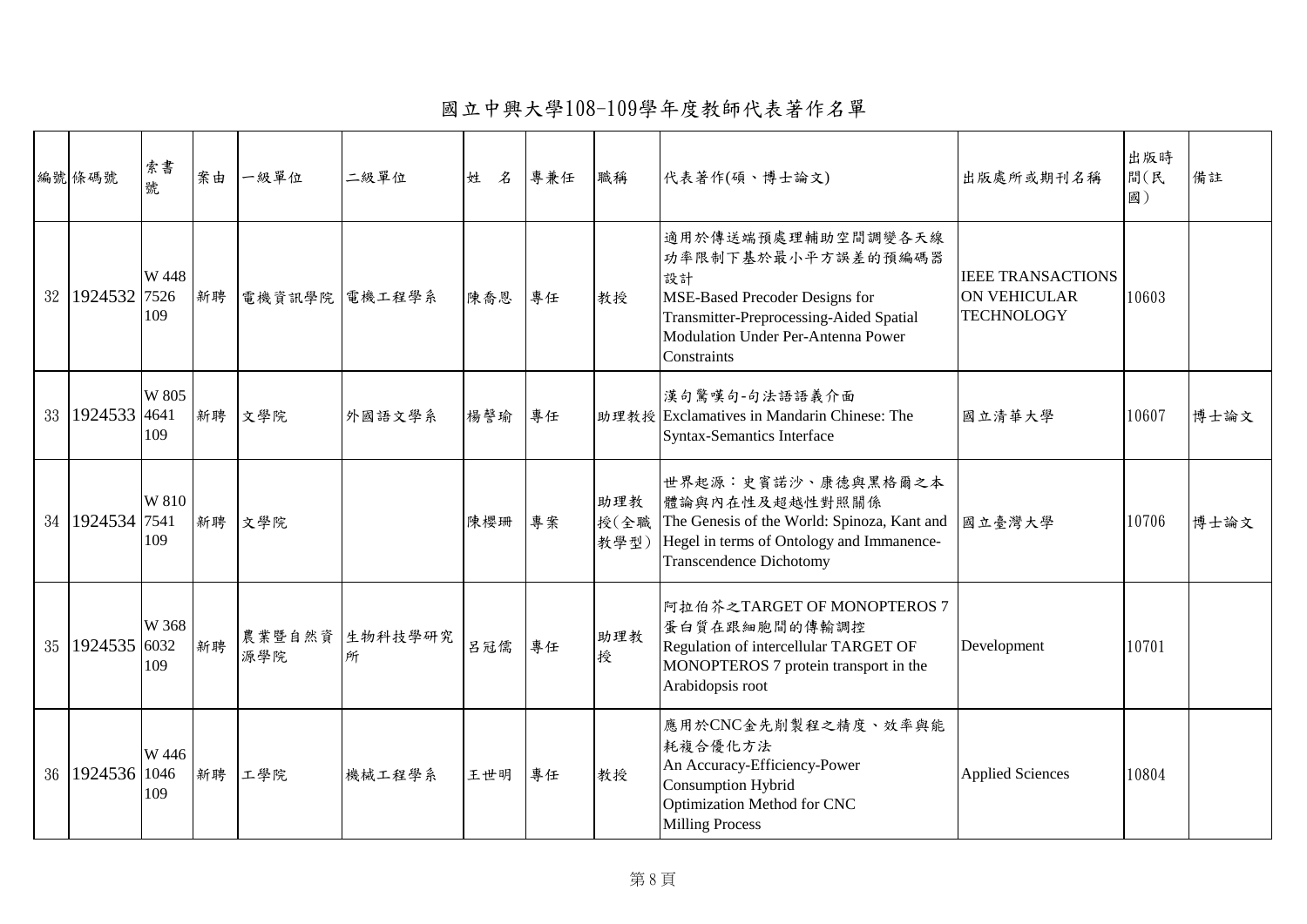# 國立中興大學108-109學年度教師代表著作名單

| 編號 | 條碼號 | 索書號 | 案由 | 一級單位 | 二級單位 | 姓　名 | 專兼任 | 職稱 | 代表著作(碩、博士論文) | 出版處所或期刊名稱 | 出版時間(民國) | 備註 |
|---|---|---|---|---|---|---|---|---|---|---|---|---|
| 32 | 1924532 | W 448 7526 109 | 新聘 | 電機資訊學院 | 電機工程學系 | 陳喬恩 | 專任 | 教授 | 適用於傳送端預處理輔助空間調變各天線功率限制下基於最小平方誤差的預編碼器設計 MSE-Based Precoder Designs for Transmitter-Preprocessing-Aided Spatial Modulation Under Per-Antenna Power Constraints | IEEE TRANSACTIONS ON VEHICULAR TECHNOLOGY | 10603 | |
| 33 | 1924533 | W 805 4641 109 | 新聘 | 文學院 | 外國語文學系 | 楊謦瑜 | 專任 | 助理教授 | 漢句驚嘆句-句法語語義介面 Exclamatives in Mandarin Chinese: The Syntax-Semantics Interface | 國立清華大學 | 10607 | 博士論文 |
| 34 | 1924534 | W 810 7541 109 | 新聘 | 文學院 | | 陳櫻珊 | 專案 | 助理教授(全職教學型) | 世界起源：史賓諾沙、康德與黑格爾之本體論與內在性及超越性對照關係 The Genesis of the World: Spinoza, Kant and Hegel in terms of Ontology and Immanence-Transcendence Dichotomy | 國立臺灣大學 | 10706 | 博士論文 |
| 35 | 1924535 | W 368 6032 109 | 新聘 | 農業暨自然資源學院 | 生物科技學研究所 | 呂冠儒 | 專任 | 助理教授 | 阿拉伯芥之TARGET OF MONOPTEROS 7蛋白質在跟細胞間的傳輸調控 Regulation of intercellular TARGET OF MONOPTEROS 7 protein transport in the Arabidopsis root | Development | 10701 | |
| 36 | 1924536 | W 446 1046 109 | 新聘 | 工學院 | 機械工程學系 | 王世明 | 專任 | 教授 | 應用於CNC金先削製程之精度、效率與能耗複合優化方法 An Accuracy-Efficiency-Power Consumption Hybrid Optimization Method for CNC Milling Process | Applied Sciences | 10804 | |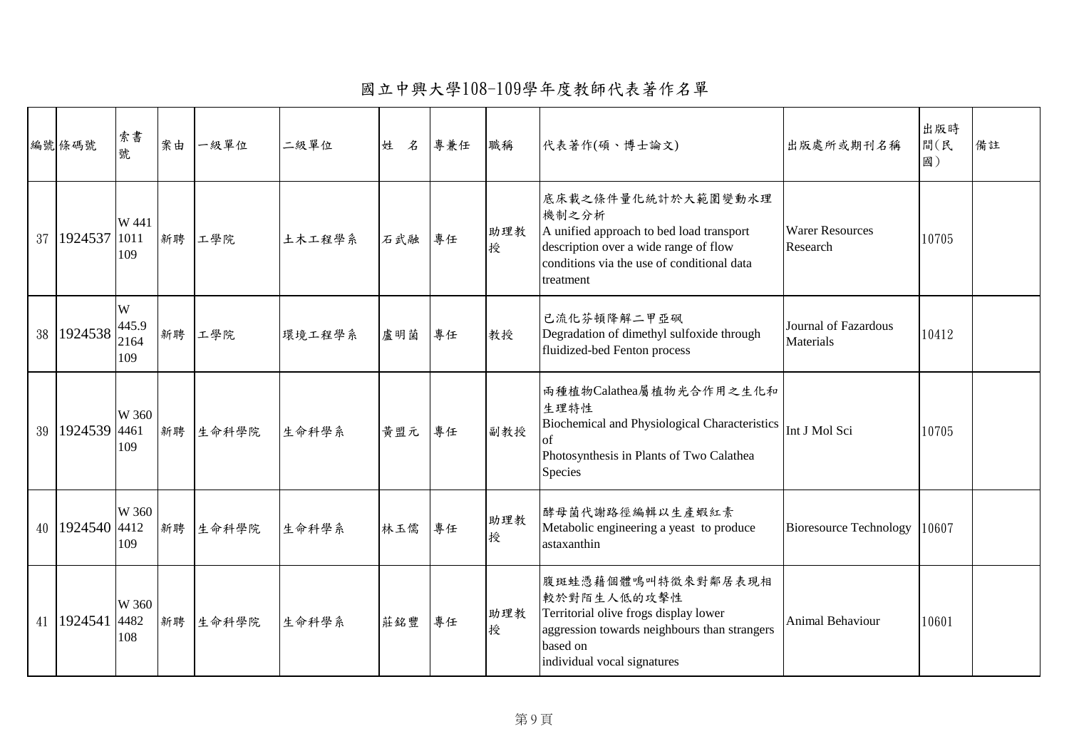# 國立中興大學108-109學年度教師代表著作名單

| 編號 | 條碼號 | 索書號 | 案由 | 一級單位 | 二級單位 | 姓　名 | 專兼任 | 職稱 | 代表著作(碩、博士論文) | 出版處所或期刊名稱 | 出版時間(民國) | 備註 |
|---|---|---|---|---|---|---|---|---|---|---|---|---|
| 37 | 1924537 | W 441 1011 109 | 新聘 | 工學院 | 土木工程學系 | 石武融 | 專任 | 助理教授 | 底床載之條件量化統計於大範圍變動水理機制之分析 A unified approach to bed load transport description over a wide range of flow conditions via the use of conditional data treatment | Warer Resources Research | 10705 | |
| 38 | 1924538 | W 445.9 2164 109 | 新聘 | 工學院 | 環境工程學系 | 盧明菌 | 專任 | 教授 | 已流化芬頓降解二甲亞碸 Degradation of dimethyl sulfoxide through fluidized-bed Fenton process | Journal of Fazardous Materials | 10412 | |
| 39 | 1924539 | W 360 4461 109 | 新聘 | 生命科學院 | 生命科學系 | 黃盟元 | 專任 | 副教授 | 兩種植物Calathea屬植物光合作用之生化和生理特性 Biochemical and Physiological Characteristics of Photosynthesis in Plants of Two Calathea Species | Int J Mol Sci | 10705 | |
| 40 | 1924540 | W 360 4412 109 | 新聘 | 生命科學院 | 生命科學系 | 林玉儒 | 專任 | 助理教授 | 酵母菌代謝路徑編輯以生產蝦紅素 Metabolic engineering a yeast to produce astaxanthin | Bioresource Technology | 10607 | |
| 41 | 1924541 | W 360 4482 108 | 新聘 | 生命科學院 | 生命科學系 | 莊銘豐 | 專任 | 助理教授 | 腹斑蛙憑藉個體鳴叫特徵來對鄰居表現相較於對陌生人低的攻擊性 Territorial olive frogs display lower aggression towards neighbours than strangers based on individual vocal signatures | Animal Behaviour | 10601 | |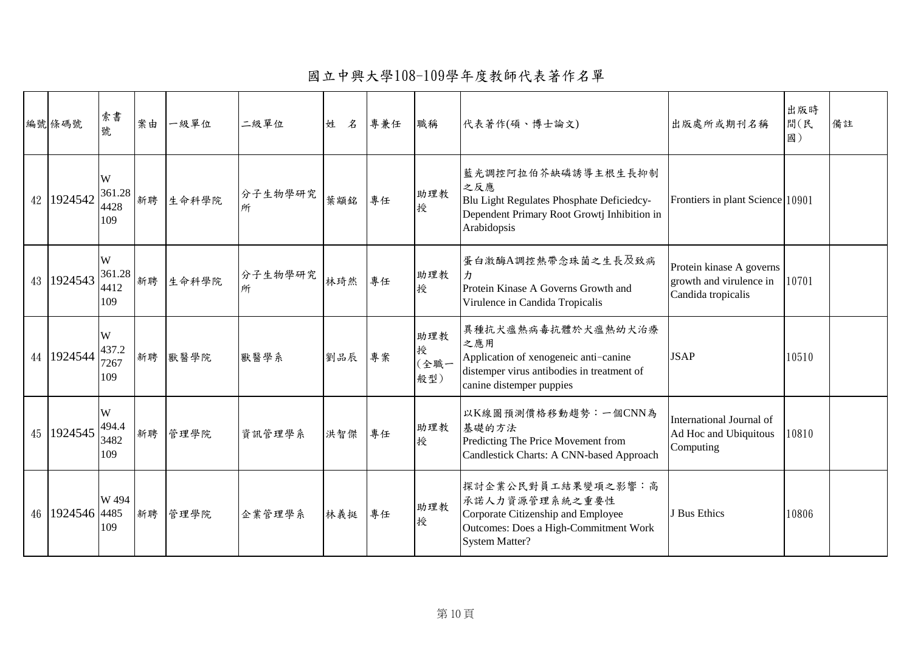# 國立中興大學108-109學年度教師代表著作名單

| 編號 | 條碼號 | 索書號 | 案由 | 一級單位 | 二級單位 | 姓　名 | 專兼任 | 職稱 | 代表著作(碩、博士論文) | 出版處所或期刊名稱 | 出版時間(民國) | 備註 |
|---|---|---|---|---|---|---|---|---|---|---|---|---|
| 42 | 1924542 | W 361.28 4428 109 | 新聘 | 生命科學院 | 分子生物學研究所 | 葉顯銘 | 專任 | 助理教授 | 藍光調控阿拉伯芥缺磷誘導主根生長抑制之反應 Blu Light Regulates Phosphate Deficiedcy-Dependent Primary Root Growtj Inhibition in Arabidopsis | Frontiers in plant Science | 10901 | |
| 43 | 1924543 | W 361.28 4412 109 | 新聘 | 生命科學院 | 分子生物學研究所 | 林琦然 | 專任 | 助理教授 | 蛋白激酶A調控熱帶念珠菌之生長及致病力 Protein Kinase A Governs Growth and Virulence in Candida Tropicalis | Protein kinase A governs growth and virulence in Candida tropicalis | 10701 | |
| 44 | 1924544 | W 437.2 7267 109 | 新聘 | 獸醫學院 | 獸醫學系 | 劉品辰 | 專案 | 助理教授(全職一般型) | 異種抗犬瘟熱病毒抗體於犬瘟熱幼犬治療之應用 Application of xenogeneic anti-canine distemper virus antibodies in treatment of canine distemper puppies | JSAP | 10510 | |
| 45 | 1924545 | W 494.4 3482 109 | 新聘 | 管理學院 | 資訊管理學系 | 洪智傑 | 專任 | 助理教授 | 以K線圖預測價格移動趨勢：一個CNN為基礎的方法 Predicting The Price Movement from Candlestick Charts: A CNN-based Approach | International Journal of Ad Hoc and Ubiquitous Computing | 10810 | |
| 46 | 1924546 | W 494 4485 109 | 新聘 | 管理學院 | 企業管理學系 | 林義挺 | 專任 | 助理教授 | 探討企業公民對員工結果變項之影響：高承諾人力資源管理系統之重要性 Corporate Citizenship and Employee Outcomes: Does a High-Commitment Work System Matter? | J Bus Ethics | 10806 | |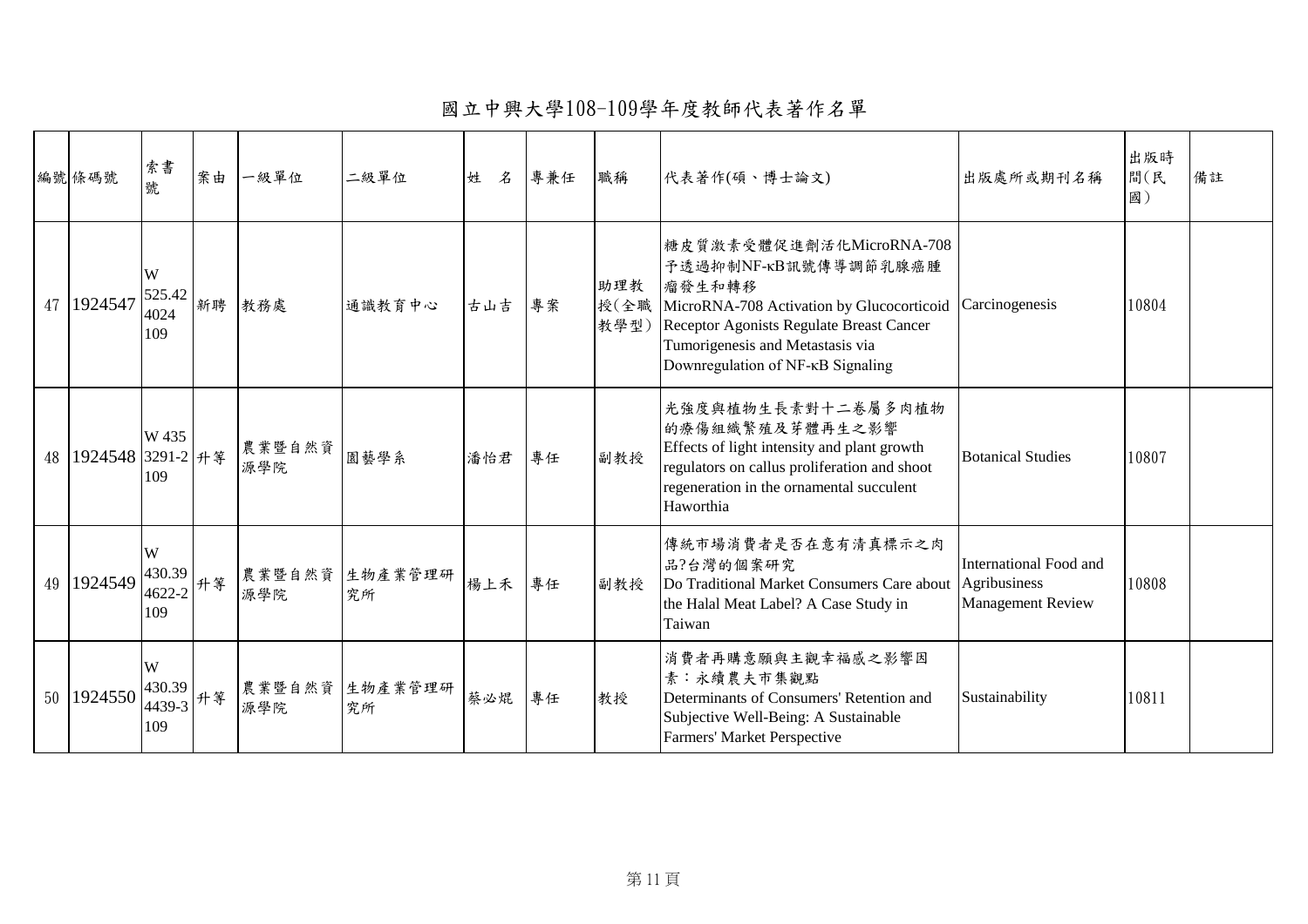# 國立中興大學108-109學年度教師代表著作名單

| 編號 | 條碼號 | 索書號 | 案由 | 一級單位 | 二級單位 | 姓　名 | 專兼任 | 職稱 | 代表著作(碩、博士論文) | 出版處所或期刊名稱 | 出版時間(民國) | 備註 |
|---|---|---|---|---|---|---|---|---|---|---|---|---|
| 47 | 1924547 | W 525.42 4024 109 | 新聘 | 教務處 | 通識教育中心 | 古山吉 | 專案 | 助理教授(全職教學型) | 糖皮質激素受體促進劑活化MicroRNA-708予透過抑制NF-κB訊號傳導調節乳腺癌腫瘤發生和轉移 MicroRNA-708 Activation by Glucocorticoid Receptor Agonists Regulate Breast Cancer Tumorigenesis and Metastasis via Downregulation of NF-κB Signaling | Carcinogenesis | 10804 | |
| 48 | 1924548 | W 435 3291-2 109 | 升等 | 農業暨自然資源學院 | 園藝學系 | 潘怡君 | 專任 | 副教授 | 光強度與植物生長素對十二卷屬多肉植物的癒傷組織繁殖及芽體再生之影響 Effects of light intensity and plant growth regulators on callus proliferation and shoot regeneration in the ornamental succulent Haworthia | Botanical Studies | 10807 | |
| 49 | 1924549 | W 430.39 4622-2 109 | 升等 | 農業暨自然資源學院 | 生物產業管理研究所 | 楊上禾 | 專任 | 副教授 | 傳統市場消費者是否在意有清真標示之肉品?台灣的個案研究 Do Traditional Market Consumers Care about the Halal Meat Label? A Case Study in Taiwan | International Food and Agribusiness Management Review | 10808 | |
| 50 | 1924550 | W 430.39 4439-3 109 | 升等 | 農業暨自然資源學院 | 生物產業管理研究所 | 蔡必焜 | 專任 | 教授 | 消費者再購意願與主觀幸福感之影響因素：永續農夫市集觀點 Determinants of Consumers' Retention and Subjective Well-Being: A Sustainable Farmers' Market Perspective | Sustainability | 10811 | |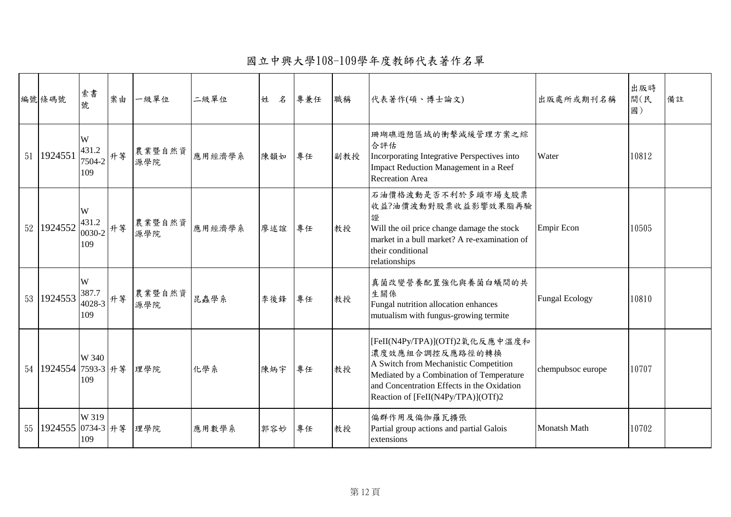# 國立中興大學108-109學年度教師代表著作名單

| 編號 | 條碼號 | 索書號 | 案由 | 一級單位 | 二級單位 | 姓　名 | 專兼任 | 職稱 | 代表著作(碩、博士論文) | 出版處所或期刊名稱 | 出版時間(民國) | 備註 |
|---|---|---|---|---|---|---|---|---|---|---|---|---|
| 51 | 1924551 | W 431.2 7504-2 109 | 升等 | 農業暨自然資源學院 | 應用經濟學系 | 陳韻如 | 專任 | 副教授 | 珊瑚礁遊憩區域的衝擊減緩管理方案之綜合評估 Incorporating Integrative Perspectives into Impact Reduction Management in a Reef Recreation Area | Water | 10812 | |
| 52 | 1924552 | W 431.2 0030-2 109 | 升等 | 農業暨自然資源學院 | 應用經濟學系 | 廖述誼 | 專任 | 教授 | 石油價格波動是否不利於多頭市場支股票收益?油價波動對股票收益影響效果脂再驗證 Will the oil price change damage the stock market in a bull market? A re-examination of their conditional relationships | Empir Econ | 10505 | |
| 53 | 1924553 | W 387.7 4028-3 109 | 升等 | 農業暨自然資源學院 | 昆蟲學系 | 李後鋒 | 專任 | 教授 | 真菌改變營養配置強化與養菌白蟻間的共生關係 Fungal nutrition allocation enhances mutualism with fungus-growing termite | Fungal Ecology | 10810 | |
| 54 | 1924554 | W 340 7593-3 109 | 升等 | 理學院 | 化學系 | 陳炳宇 | 專任 | 教授 | [FeII(N4Py/TPA)](OTf)2氧化反應中溫度和濃度效應組合調控反應路徑的轉換 A Switch from Mechanistic Competition Mediated by a Combination of Temperature and Concentration Effects in the Oxidation Reaction of [FeII(N4Py/TPA)](OTf)2 | chempubsoc europe | 10707 | |
| 55 | 1924555 | W 319 0734-3 109 | 升等 | 理學院 | 應用數學系 | 郭容妙 | 專任 | 教授 | 偏群作用及偏伽羅瓦擴張 Partial group actions and partial Galois extensions | Monatsh Math | 10702 | |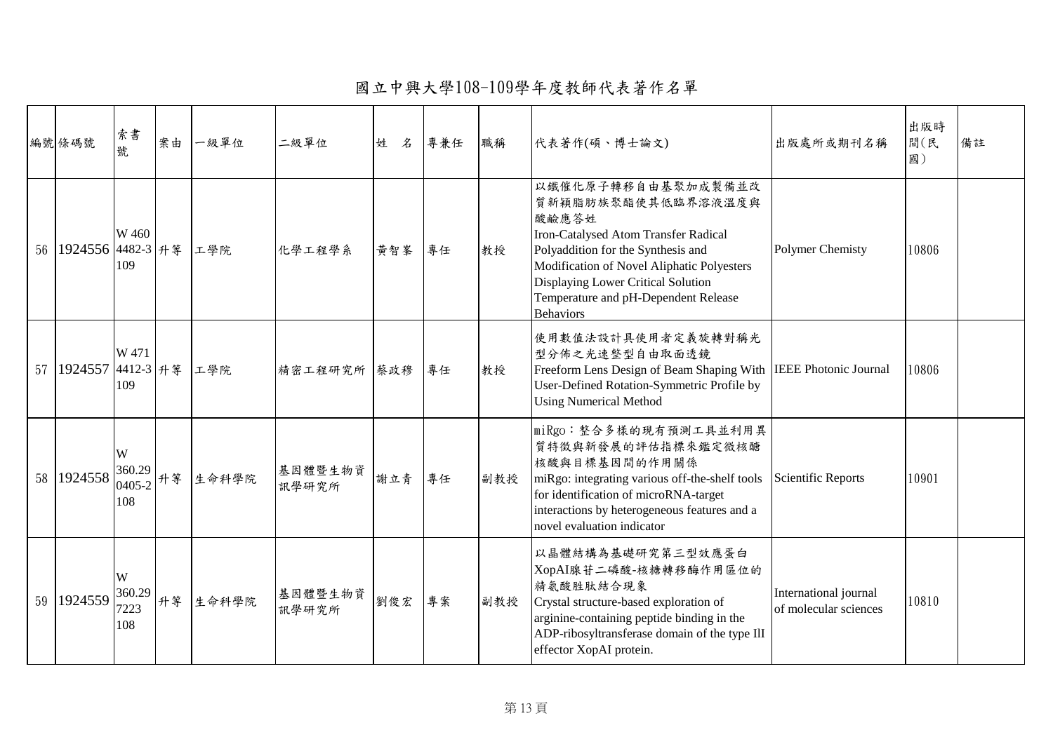# 國立中興大學108-109學年度教師代表著作名單

| 編號 | 條碼號 | 索書號 | 案由 | 一級單位 | 二級單位 | 姓　名 | 專兼任 | 職稱 | 代表著作(碩、博士論文) | 出版處所或期刊名稱 | 出版時間(民國) | 備註 |
|---|---|---|---|---|---|---|---|---|---|---|---|---|
| 56 | 1924556 | W 460 4482-3 109 | 升等 | 工學院 | 化學工程學系 | 黃智峯 | 專任 | 教授 | 以鐵催化原子轉移自由基聚加成製備並改質新穎脂肪族聚酯使其低臨界溶液溫度與酸鹼應答性 Iron-Catalysed Atom Transfer Radical Polyaddition for the Synthesis and Modification of Novel Aliphatic Polyesters Displaying Lower Critical Solution Temperature and pH-Dependent Release Behaviors | Polymer Chemisty | 10806 | |
| 57 | 1924557 | W 471 4412-3 109 | 升等 | 工學院 | 精密工程研究所 | 蔡政穆 | 專任 | 教授 | 使用數值法設計具使用者定義旋轉對稱光型分佈之光速整型自由取面透鏡 Freeform Lens Design of Beam Shaping With User-Defined Rotation-Symmetric Profile by Using Numerical Method | IEEE Photonic Journal | 10806 | |
| 58 | 1924558 | W 360.29 0405-2 108 | 升等 | 生命科學院 | 基因體暨生物資訊學研究所 | 謝立青 | 專任 | 副教授 | miRgo：整合多樣的現有預測工具並利用異質特徵與新發展的評估指標來鑑定微核醣核酸與目標基因間的作用關係 miRgo: integrating various off-the-shelf tools for identification of microRNA-target interactions by heterogeneous features and a novel evaluation indicator | Scientific Reports | 10901 | |
| 59 | 1924559 | W 360.29 7223 108 | 升等 | 生命科學院 | 基因體暨生物資訊學研究所 | 劉俊宏 | 專案 | 副教授 | 以晶體結構為基礎研究第三型效應蛋白XopAI腺苷二磷酸-核糖轉移酶作用區位的精氨酸胜肽結合現象 Crystal structure-based exploration of arginine-containing peptide binding in the ADP-ribosyltransferase domain of the type IlI effector XopAI protein. | International journal of molecular sciences | 10810 | |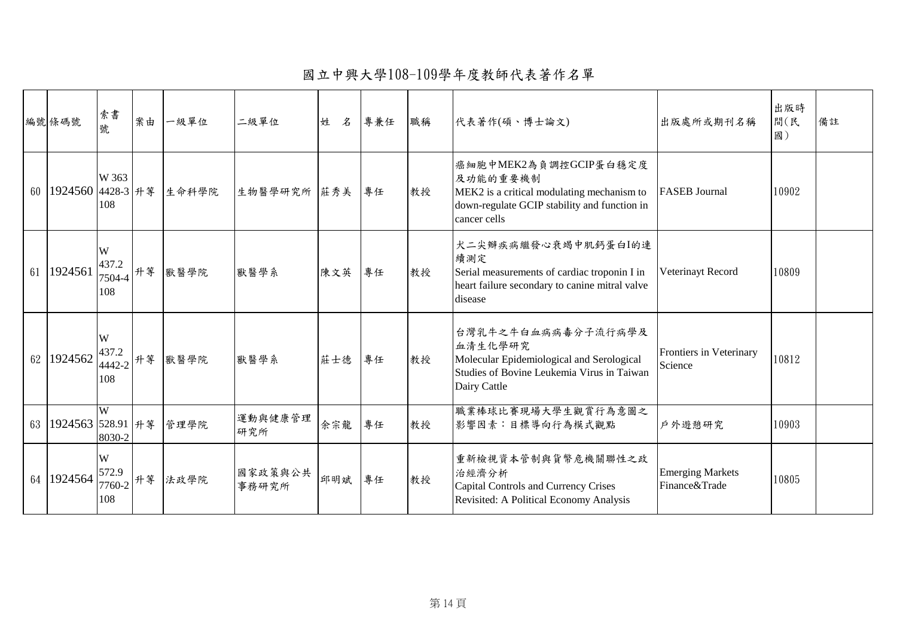# 國立中興大學108-109學年度教師代表著作名單

| 編號 | 條碼號 | 索書號 | 案由 | 一級單位 | 二級單位 | 姓　名 | 專兼任 | 職稱 | 代表著作(碩、博士論文) | 出版處所或期刊名稱 | 出版時間(民國) | 備註 |
|---|---|---|---|---|---|---|---|---|---|---|---|---|
| 60 | 1924560 | W 363 4428-3 108 | 升等 | 生命科學院 | 生物醫學研究所 | 莊秀美 | 專任 | 教授 | 癌細胞中MEK2為負調控GCIP蛋白穩定度及功能的重要機制 MEK2 is a critical modulating mechanism to down-regulate GCIP stability and function in cancer cells | FASEB Journal | 10902 | |
| 61 | 1924561 | W 437.2 7504-4 108 | 升等 | 獸醫學院 | 獸醫學系 | 陳文英 | 專任 | 教授 | 犬二尖瓣疾病繼發心衰竭中肌鈣蛋白I的連續測定 Serial measurements of cardiac troponin I in heart failure secondary to canine mitral valve disease | Veterinayt Record | 10809 | |
| 62 | 1924562 | W 437.2 4442-2 108 | 升等 | 獸醫學院 | 獸醫學系 | 莊士德 | 專任 | 教授 | 台灣乳牛之牛白血病病毒分子流行病學及血清生化學研究 Molecular Epidemiological and Serological Studies of Bovine Leukemia Virus in Taiwan Dairy Cattle | Frontiers in Veterinary Science | 10812 | |
| 63 | 1924563 | W 528.91 8030-2 | 升等 | 管理學院 | 運動與健康管理研究所 | 余宗龍 | 專任 | 教授 | 職業棒球比賽現場大學生觀賞行為意圖之影響因素：目標導向行為模式觀點 | 戶外遊憩研究 | 10903 | |
| 64 | 1924564 | W 572.9 7760-2 108 | 升等 | 法政學院 | 國家政策與公共事務研究所 | 邱明斌 | 專任 | 教授 | 重新檢視資本管制與貨幣危機關聯性之政治經濟分析 Capital Controls and Currency Crises Revisited: A Political Economy Analysis | Emerging Markets Finance&Trade | 10805 | |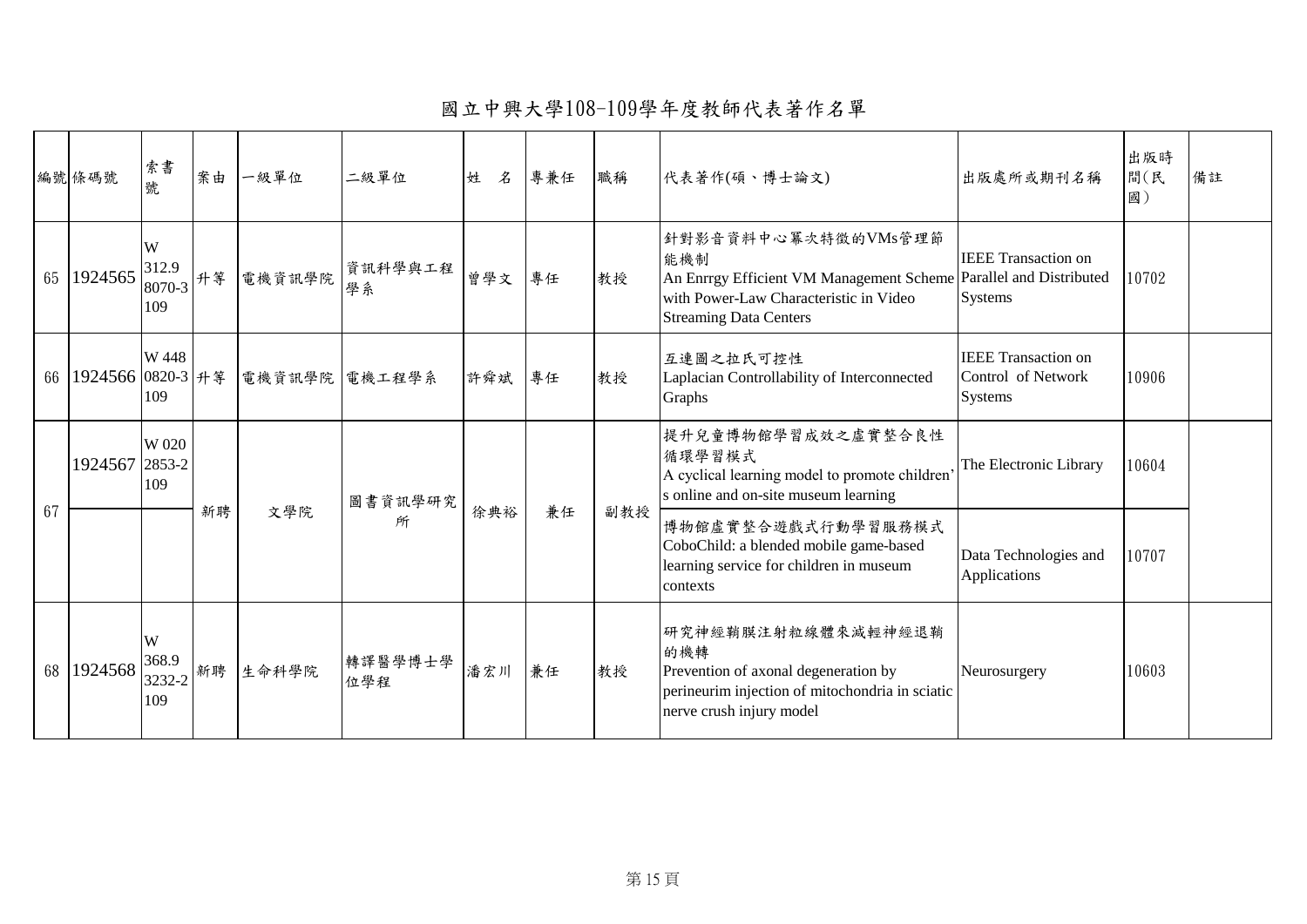# 國立中興大學108-109學年度教師代表著作名單

| 編號 | 條碼號 | 索書號 | 案由 | 一級單位 | 二級單位 | 姓　名 | 專兼任 | 職稱 | 代表著作(碩、博士論文) | 出版處所或期刊名稱 | 出版時間(民國) | 備註 |
|---|---|---|---|---|---|---|---|---|---|---|---|---|
| 65 | 1924565 | W 312.9 8070-3 109 | 升等 | 電機資訊學院 | 資訊科學與工程學系 | 曾學文 | 專任 | 教授 | 針對影音資料中心冪次特徵的VMs管理節能機制 An Enrrgy Efficient VM Management Scheme with Power-Law Characteristic in Video Streaming Data Centers | IEEE Transaction on Parallel and Distributed Systems | 10702 | |
| 66 | 1924566 | W 448 0820-3 109 | 升等 | 電機資訊學院 | 電機工程學系 | 許舜斌 | 專任 | 教授 | 互連圖之拉氏可控性 Laplacian Controllability of Interconnected Graphs | IEEE Transaction on Control of Network Systems | 10906 | |
| 67 | 1924567 | W 020 2853-2 109 | 新聘 | 文學院 | 圖書資訊學研究所 | 徐典裕 | 兼任 | 副教授 | 提升兒童博物館學習成效之虛實整合良性循環學習模式 A cyclical learning model to promote children's online and on-site museum learning | The Electronic Library | 10604 | |
| | | | | | | | | | 博物館虛實整合遊戲式行動學習服務模式 CoboChild: a blended mobile game-based learning service for children in museum contexts | Data Technologies and Applications | 10707 | |
| 68 | 1924568 | W 368.9 3232-2 109 | 新聘 | 生命科學院 | 轉譯醫學博士學位學程 | 潘宏川 | 兼任 | 教授 | 研究神經鞘膜注射粒線體來減輕神經退鞘的機轉 Prevention of axonal degeneration by perineurim injection of mitochondria in sciatic nerve crush injury model | Neurosurgery | 10603 | |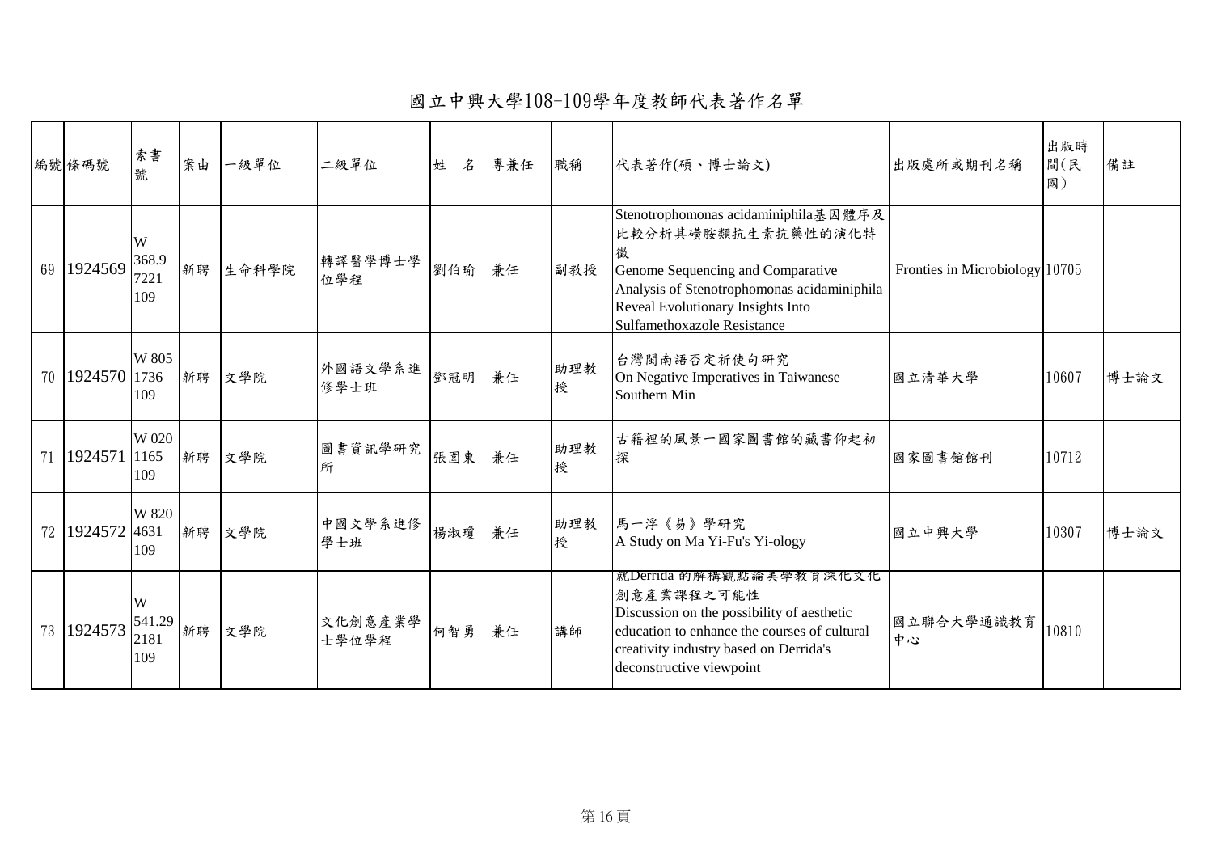# 國立中興大學108-109學年度教師代表著作名單

| 編號 | 條碼號 | 索書號 | 案由 | 一級單位 | 二級單位 | 姓　名 | 專兼任 | 職稱 | 代表著作(碩、博士論文) | 出版處或期刊名稱 | 出版時間(民國) | 備註 |
|---|---|---|---|---|---|---|---|---|---|---|---|---|
| 69 | 1924569 | W 368.9 7221 109 | 新聘 | 生命科學院 | 轉譯醫學博士學位學程 | 劉伯瑜 | 兼任 | 副教授 | Stenotrophomonas acidaminiphila基因體序及比較分析其磺胺類抗生素抗藥性的演化特徵 Genome Sequencing and Comparative Analysis of Stenotrophomonas acidaminiphila Reveal Evolutionary Insights Into Sulfamethoxazole Resistance | Fronties in Microbiology | 10705 | |
| 70 | 1924570 | W 805 1736 109 | 新聘 | 文學院 | 外國語文學系進修學士班 | 鄧冠明 | 兼任 | 助理教授 | 台灣閩南語否定祈使句研究 On Negative Imperatives in Taiwanese Southern Min | 國立清華大學 | 10607 | 博士論文 |
| 71 | 1924571 | W 020 1165 109 | 新聘 | 文學院 | 圖書資訊學研究所 | 張圍東 | 兼任 | 助理教授 | 古籍裡的風景一國家圖書館的藏書仰起初探 | 國家圖書館館刊 | 10712 | |
| 72 | 1924572 | W 820 4631 109 | 新聘 | 文學院 | 中國文學系進修學士班 | 楊淑瓊 | 兼任 | 助理教授 | 馬一浮《易》學研究 A Study on Ma Yi-Fu's Yi-ology | 國立中興大學 | 10307 | 博士論文 |
| 73 | 1924573 | W 541.29 2181 109 | 新聘 | 文學院 | 文化創意產業學士學位學程 | 何智勇 | 兼任 | 講師 | 就Derrida 的解構觀點論美學教育深化文化創意產業課程之可能性 Discussion on the possibility of aesthetic education to enhance the courses of cultural creativity industry based on Derrida's deconstructive viewpoint | 國立聯合大學通識教育中心 | 10810 | |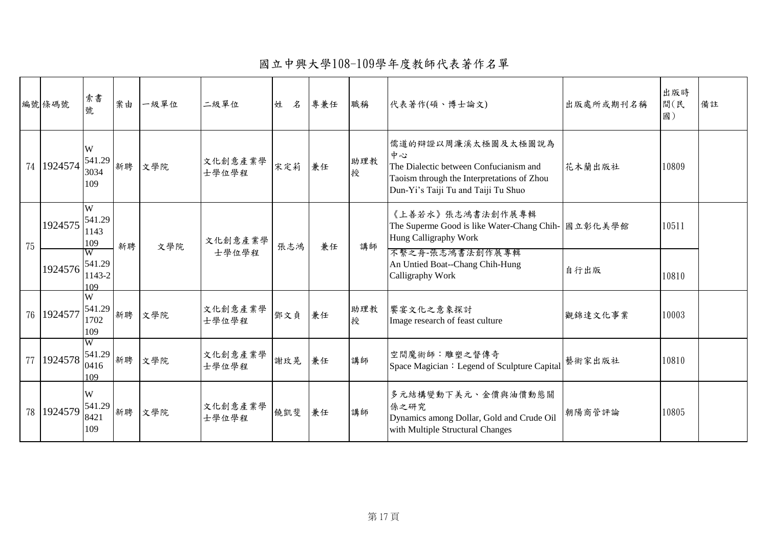# 國立中興大學108-109學年度教師代表著作名單

| 編號 | 條碼號 | 索書號 | 案由 | 一級單位 | 二級單位 | 姓　名 | 專兼任 | 職稱 | 代表著作(碩、博士論文) | 出版處所或期刊名稱 | 出版時間(民國) | 備註 |
|---|---|---|---|---|---|---|---|---|---|---|---|---|
| 74 | 1924574 | W 541.29 3034 109 | 新聘 | 文學院 | 文化創意產業學士學位學程 | 宋定莉 | 兼任 | 助理教授 | 儒道的辯證以周濂溪太極圖及太極圖說為中心 The Dialectic between Confucianism and Taoism through the Interpretations of Zhou Dun-Yi's Taiji Tu and Taiji Tu Shuo | 花木蘭出版社 | 10809 | |
| 75 | 1924575 | W 541.29 1143 109 | 新聘 | 文學院 | 文化創意產業學士學位學程 | 張志鴻 | 兼任 | 講師 | 《上善若水》張志鴻書法創作展專輯 The Superme Good is like Water-Chang Chih-Hung Calligraphy Work | 國立彰化美學館 | 10511 | |
| | 1924576 | W 541.29 1143-2 109 | | | | | | | 不繫之舟-張志鴻書法創作展專輯 An Untied Boat--Chang Chih-Hung Calligraphy Work | 自行出版 | 10810 | |
| 76 | 1924577 | W 541.29 1702 109 | 新聘 | 文學院 | 文化創意產業學士學位學程 | 鄧文貞 | 兼任 | 助理教授 | 饗宴文化之意象探討 Image research of feast culture | 觀錦達文化事業 | 10003 | |
| 77 | 1924578 | W 541.29 0416 109 | 新聘 | 文學院 | 文化創意產業學士學位學程 | 謝玫晃 | 兼任 | 講師 | 空間魔術師：雕塑之督傳奇 Space Magician：Legend of Sculpture Capital | 藝術家出版社 | 10810 | |
| 78 | 1924579 | W 541.29 8421 109 | 新聘 | 文學院 | 文化創意產業學士學位學程 | 饒凱斐 | 兼任 | 講師 | 多元結構變動下美元、金價與油價動態關係之研究 Dynamics among Dollar, Gold and Crude Oil with Multiple Structural Changes | 朝陽商管評論 | 10805 | |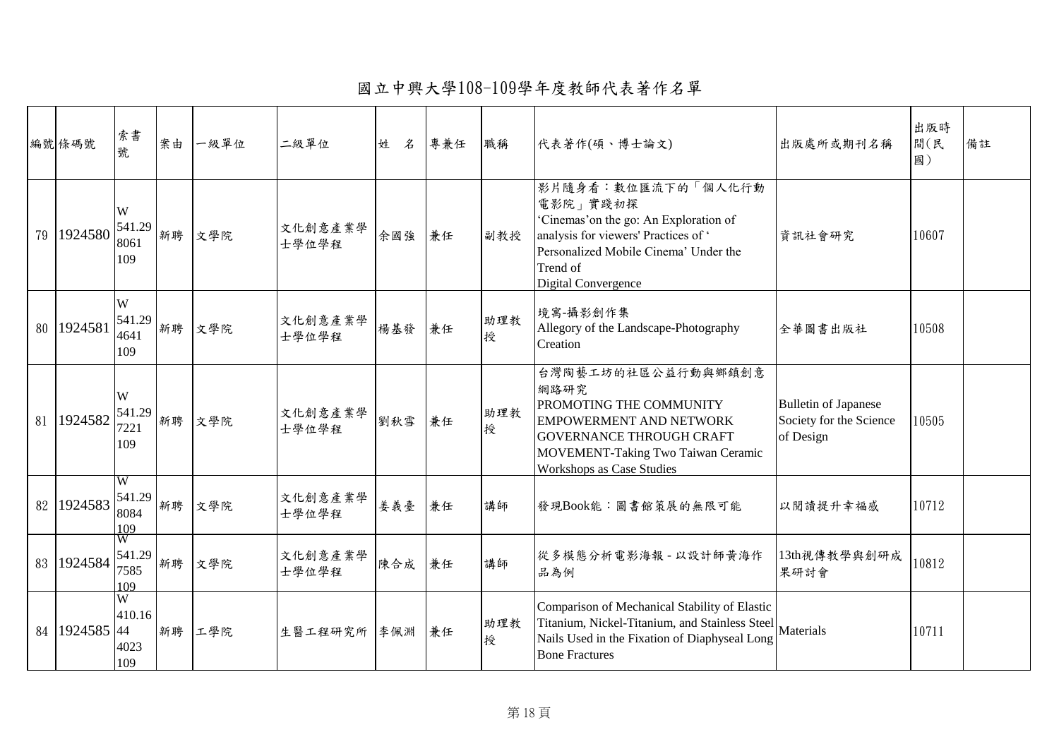# 國立中興大學108-109學年度教師代表著作名單

| 編號 | 條碼號 | 索書號 | 案由 | 一級單位 | 二級單位 | 姓　名 | 專兼任 | 職稱 | 代表著作(碩、博士論文) | 出版處所或期刊名稱 | 出版時間(民國) | 備註 |
|---|---|---|---|---|---|---|---|---|---|---|---|---|
| 79 | 1924580 | W 541.29 8061 109 | 新聘 | 文學院 | 文化創意產業學士學位學程 | 余國強 | 兼任 | 副教授 | 影片隨身看：數位匯流下的「個人化行動電影院」實踐初探 'Cinemas'on the go: An Exploration of analysis for viewers' Practices of ' Personalized Mobile Cinema' Under the Trend of Digital Convergence | 資訊社會研究 | 10607 | |
| 80 | 1924581 | W 541.29 4641 109 | 新聘 | 文學院 | 文化創意產業學士學位學程 | 楊基發 | 兼任 | 助理教授 | 境寓-攝影創作集 Allegory of the Landscape-Photography Creation | 全華圖書出版社 | 10508 | |
| 81 | 1924582 | W 541.29 7221 109 | 新聘 | 文學院 | 文化創意產業學士學位學程 | 劉秋雪 | 兼任 | 助理教授 | 台灣陶藝工坊的社區公益行動與鄉鎮創意網路研究 PROMOTING THE COMMUNITY EMPOWERMENT AND NETWORK GOVERNANCE THROUGH CRAFT MOVEMENT-Taking Two Taiwan Ceramic Workshops as Case Studies | Bulletin of Japanese Society for the Science of Design | 10505 | |
| 82 | 1924583 | W 541.29 8084 109 | 新聘 | 文學院 | 文化創意產業學士學位學程 | 姜義臺 | 兼任 | 講師 | 發現Book能：圖書館策展的無限可能 | 以閱讀提升幸福感 | 10712 | |
| 83 | 1924584 | W 541.29 7585 109 | 新聘 | 文學院 | 文化創意產業學士學位學程 | 陳合成 | 兼任 | 講師 | 從多模態分析電影海報 - 以設計師黃海作品為例 | 13th視傳教學與創研成果研討會 | 10812 | |
| 84 | 1924585 | W 410.16 44 4023 109 | 新聘 | 工學院 | 生醫工程研究所 | 李佩淵 | 兼任 | 助理教授 | Comparison of Mechanical Stability of Elastic Titanium, Nickel-Titanium, and Stainless Steel Nails Used in the Fixation of Diaphyseal Long Bone Fractures | Materials | 10711 | |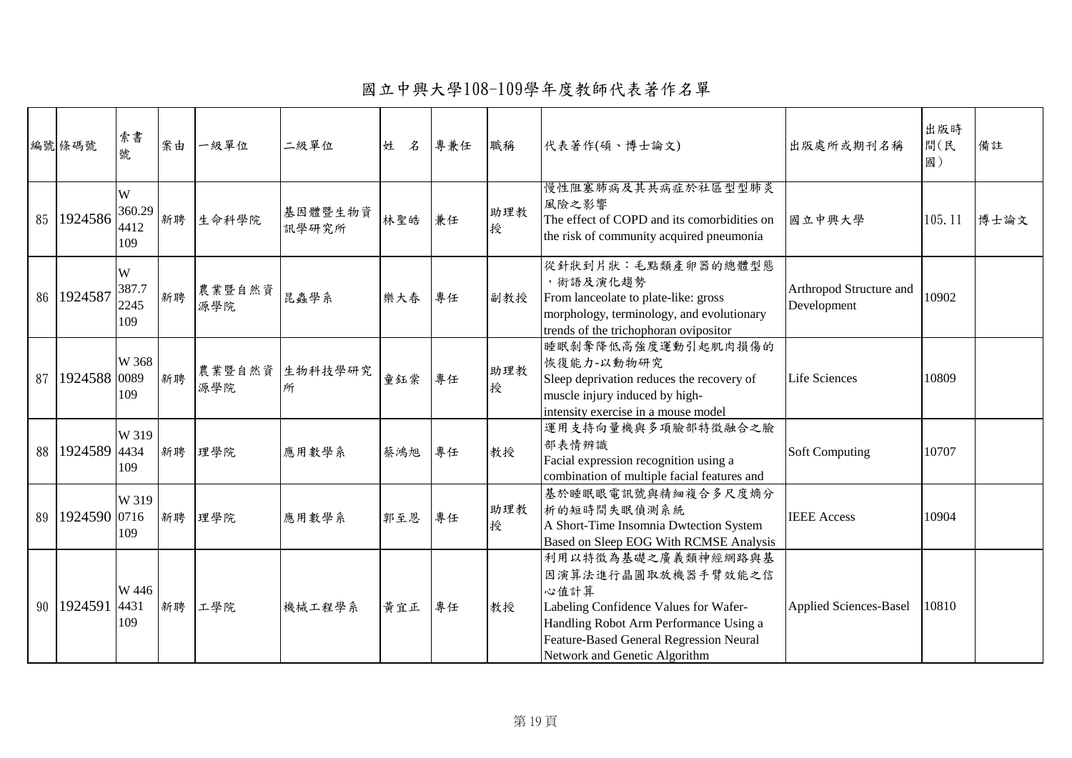# 國立中興大學108-109學年度教師代表著作名單

| 編號 | 條碼號 | 索書號 | 案由 | 一級單位 | 二級單位 | 姓　名 | 專兼任 | 職稱 | 代表著作(碩、博士論文) | 出版處所或期刊名稱 | 出版時間(民國) | 備註 |
|---|---|---|---|---|---|---|---|---|---|---|---|---|
| 85 | 1924586 | W 360.29 4412 109 | 新聘 | 生命科學院 | 基因體暨生物資訊學研究所 | 林聖皓 | 兼任 | 助理教授 | 慢性阻塞肺病及其共病症於社區型型肺炎風險之影響 The effect of COPD and its comorbidities on the risk of community acquired pneumonia | 國立中興大學 | 105.11 | 博士論文 |
| 86 | 1924587 | W 387.7 2245 109 | 新聘 | 農業暨自然資源學院 | 昆蟲學系 | 樂大春 | 專任 | 副教授 | 從針狀到片狀：毛點類產卵器的總體型態，術語及演化趨勢 From lanceolate to plate-like: gross morphology, terminology, and evolutionary trends of the trichophoran ovipositor | Arthropod Structure and Development | 10902 | |
| 87 | 1924588 | W 368 0089 109 | 新聘 | 農業暨自然資源學院 | 生物科技學研究所 | 童鈺棠 | 專任 | 助理教授 | 睡眠剝奪降低高強度運動引起肌肉損傷的恢復能力-以動物研究 Sleep deprivation reduces the recovery of muscle injury induced by high-intensity exercise in a mouse model | Life Sciences | 10809 | |
| 88 | 1924589 | W 319 4434 109 | 新聘 | 理學院 | 應用數學系 | 蔡鴻旭 | 專任 | 教授 | 運用支持向量機與多項臉部特徵融合之臉部表情辨識 Facial expression recognition using a combination of multiple facial features and | Soft Computing | 10707 | |
| 89 | 1924590 | W 319 0716 109 | 新聘 | 理學院 | 應用數學系 | 郭至恩 | 專任 | 助理教授 | 基於睡眠眼電訊號與精細複合多尺度熵分析的短時間失眠偵測系統 A Short-Time Insomnia Dwtection System Based on Sleep EOG With RCMSE Analysis | IEEE Access | 10904 | |
| 90 | 1924591 | W 446 4431 109 | 新聘 | 工學院 | 機械工程學系 | 黃宜正 | 專任 | 教授 | 利用以特徵為基礎之廣義類神經網路與基因演算法進行晶圓取放機器手臂效能之信心值計算 Labeling Confidence Values for Wafer-Handling Robot Arm Performance Using a Feature-Based General Regression Neural Network and Genetic Algorithm | Applied Sciences-Basel | 10810 | |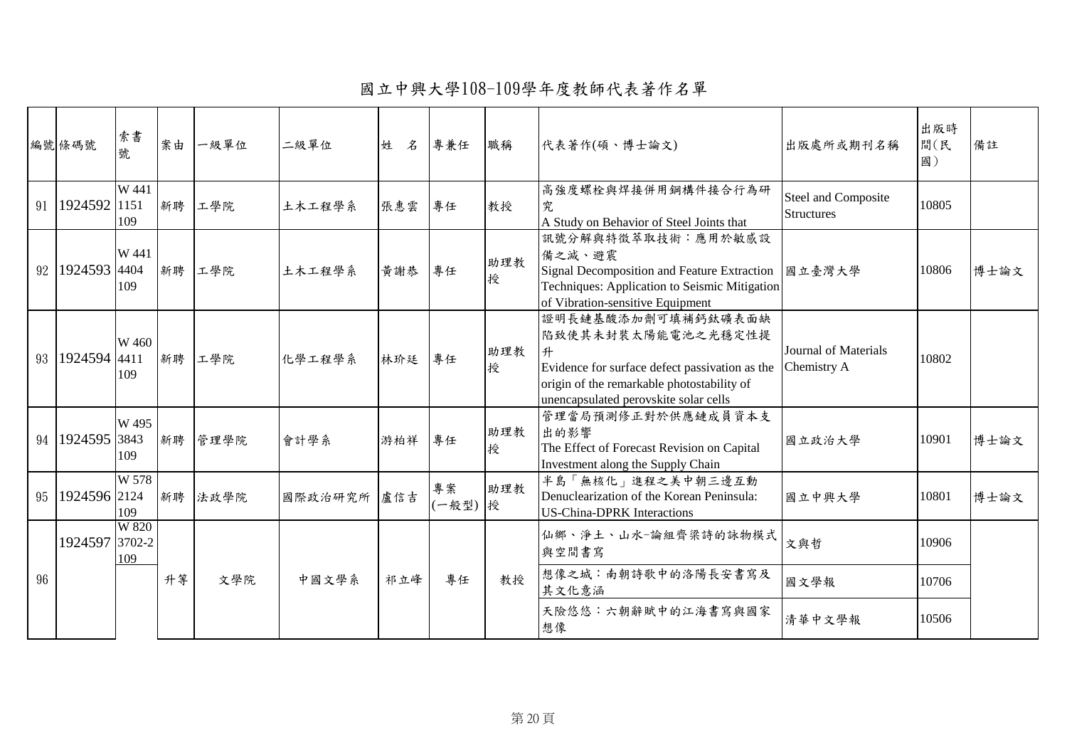# 國立中興大學108-109學年度教師代表著作名單

| 編號 | 條碼號 | 索書號 | 案由 | 一級單位 | 二級單位 | 姓　名 | 專兼任 | 職稱 | 代表著作(碩、博士論文) | 出版處所或期刊名稱 | 出版時間(民國) | 備註 |
|---|---|---|---|---|---|---|---|---|---|---|---|---|
| 91 | 1924592 | W 441 1151 109 | 新聘 | 工學院 | 土木工程學系 | 張惠雲 | 專任 | 教授 | 高強度螺栓與焊接併用鋼構件接合行為研究<br>A Study on Behavior of Steel Joints that | Steel and Composite Structures | 10805 | |
| 92 | 1924593 | W 441 4404 109 | 新聘 | 工學院 | 土木工程學系 | 黃謝恭 | 專任 | 助理教授 | 訊號分解與特徵萃取技術：應用於敏感設備之減、避震<br>Signal Decomposition and Feature Extraction Techniques: Application to Seismic Mitigation of Vibration-sensitive Equipment | 國立臺灣大學 | 10806 | 博士論文 |
| 93 | 1924594 | W 460 4411 109 | 新聘 | 工學院 | 化學工程學系 | 林玠廷 | 專任 | 助理教授 | 證明長鏈基酸添加劑可填補鈣鈦礦表面缺陷致使其未封裝太陽能電池之光穩定性提升<br>Evidence for surface defect passivation as the origin of the remarkable photostability of unencapsulated perovskite solar cells | Journal of Materials Chemistry A | 10802 | |
| 94 | 1924595 | W 495 3843 109 | 新聘 | 管理學院 | 會計學系 | 游柏祥 | 專任 | 助理教授 | 管理當局預測修正對於供應鏈成員資本支出的影響<br>The Effect of Forecast Revision on Capital Investment along the Supply Chain | 國立政治大學 | 10901 | 博士論文 |
| 95 | 1924596 | W 578 2124 109 | 新聘 | 法政學院 | 國際政治研究所 | 盧信吉 | 專案(一般型) | 助理教授 | 半島「無核化」進程之美中朝三邊互動<br>Denuclearization of the Korean Peninsula: US-China-DPRK Interactions | 國立中興大學 | 10801 | 博士論文 |
| 96 | 1924597 | W 820 3702-2 109 | 升等 | 文學院 | 中國文學系 | 祁立峰 | 專任 | 教授 | 仙鄉、淨土、山水-論組齊梁詩的詠物模式與空間書寫 | 文與哲 | 10906 | |
| | | | | | | | | | 想像之城：南朝詩歌中的洛陽長安書寫及其文化意涵 | 國文學報 | 10706 | |
| | | | | | | | | | 天險悠悠：六朝辭賦中的江海書寫與國家想像 | 清華中文學報 | 10506 | |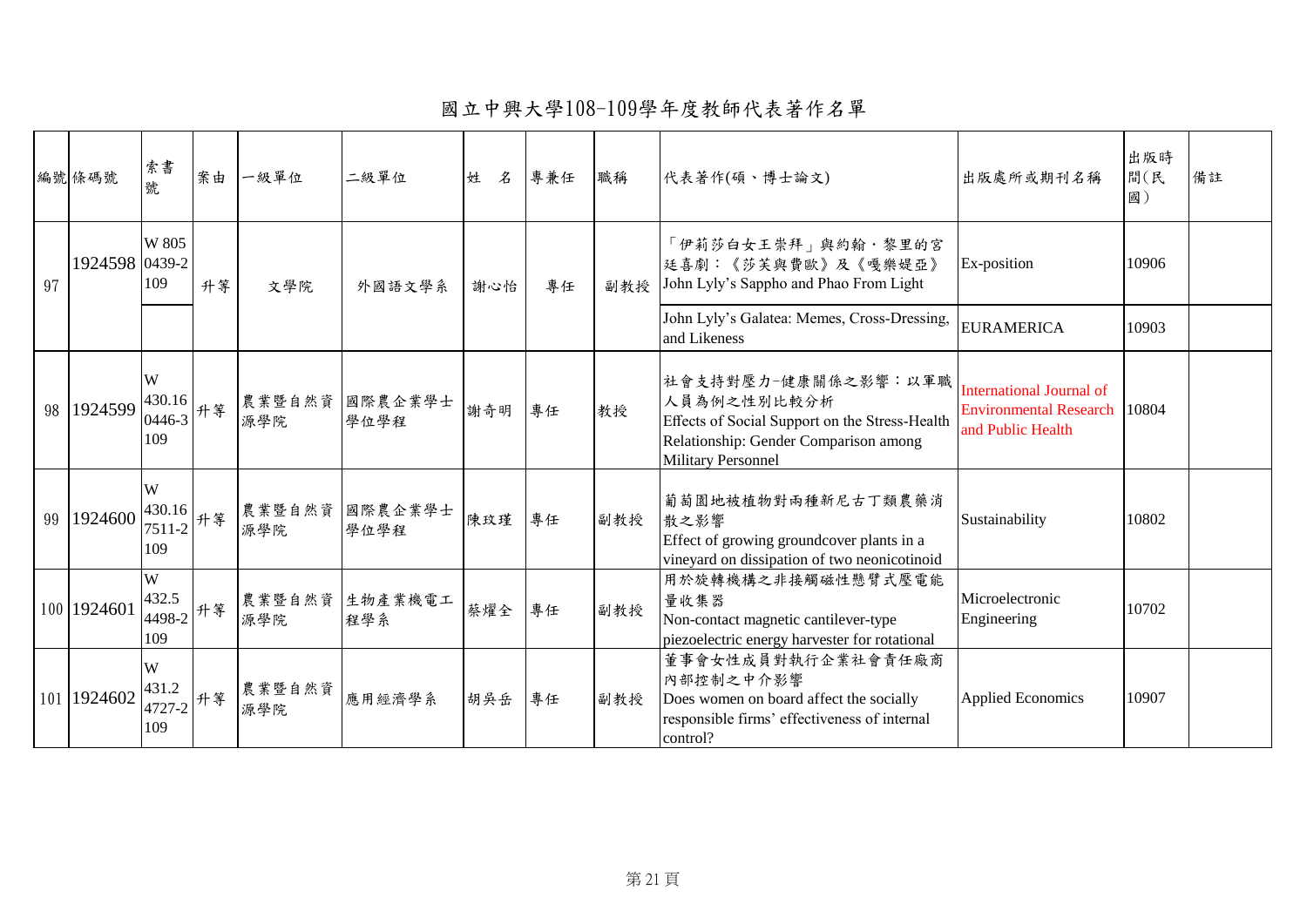# 國立中興大學108-109學年度教師代表著作名單

| 編號 | 條碼號 | 索書號 | 案由 | 一級單位 | 二級單位 | 姓　名 | 專兼任 | 職稱 | 代表著作(碩、博士論文) | 出版處所或期刊名稱 | 出版時間(民國) | 備註 |
|---|---|---|---|---|---|---|---|---|---|---|---|---|
| 97 | 1924598 | W 805 0439-2 109 | 升等 | 文學院 | 外國語文學系 | 謝心怡 | 專任 | 副教授 | 「伊莉莎白女王崇拜」與約翰・黎里的宮廷喜劇：《莎芙與費歐》及《嘎樂媞亞》 John Lyly's Sappho and Phao From Light | Ex-position | 10906 | |
| | | | | | | | | | John Lyly's Galatea: Memes, Cross-Dressing, and Likeness | EURAMERICA | 10903 | |
| 98 | 1924599 | W 430.16 0446-3 109 | 升等 | 農業暨自然資源學院 | 國際農企業學士學位學程 | 謝奇明 | 專任 | 教授 | 社會支持對壓力-健康關係之影響：以軍職人員為例之性別比較分析 Effects of Social Support on the Stress-Health Relationship: Gender Comparison among Military Personnel | International Journal of Environmental Research and Public Health | 10804 | |
| 99 | 1924600 | W 430.16 7511-2 109 | 升等 | 農業暨自然資源學院 | 國際農企業學士學位學程 | 陳玟瑾 | 專任 | 副教授 | 葡萄園地被植物對兩種新尼古丁類農藥消散之影響 Effect of growing groundcover plants in a vineyard on dissipation of two neonicotinoid | Sustainability | 10802 | |
| 100 | 1924601 | W 432.5 4498-2 109 | 升等 | 農業暨自然資源學院 | 生物產業機電工程學系 | 蔡燿全 | 專任 | 副教授 | 用於旋轉機構之非接觸磁性懸臂式壓電能量收集器 Non-contact magnetic cantilever-type piezoelectric energy harvester for rotational | Microelectronic Engineering | 10702 | |
| 101 | 1924602 | W 431.2 4727-2 109 | 升等 | 農業暨自然資源學院 | 應用經濟學系 | 胡吳岳 | 專任 | 副教授 | 董事會女性成員對執行企業社會責任廠商內部控制之中介影響 Does women on board affect the socially responsible firms' effectiveness of internal control? | Applied Economics | 10907 | |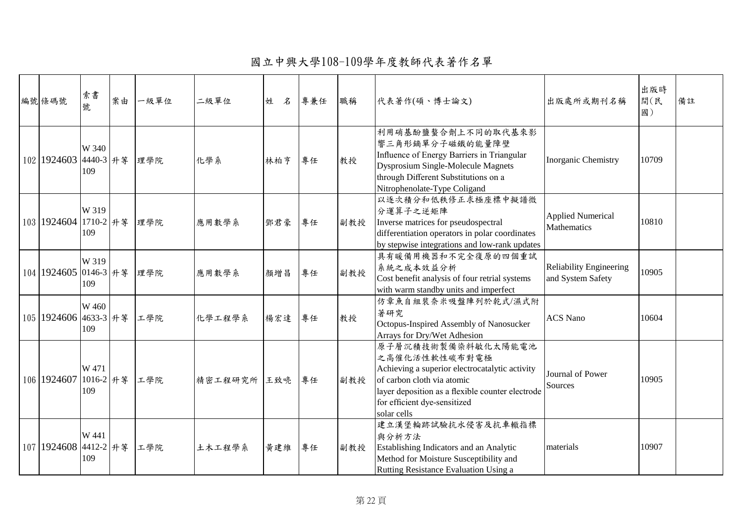# 國立中興大學108-109學年度教師代表著作名單

| 編號 | 條碼號 | 索書號 | 案由 | 一級單位 | 二級單位 | 姓　名 | 專兼任 | 職稱 | 代表著作(碩、博士論文) | 出版處所或期刊名稱 | 出版時間(民國) | 備註 |
|---|---|---|---|---|---|---|---|---|---|---|---|---|
| 102 | 1924603 | W 340 4440-3 109 | 升等 | 理學院 | 化學系 | 林柏亨 | 專任 | 教授 | 利用硝基酚鹽螯合劑上不同的取代基來影響三角形鏑單分子磁鐵的能量障壁 Influence of Energy Barriers in Triangular Dysprosium Single-Molecule Magnets through Different Substitutions on a Nitrophenolate-Type Coligand | Inorganic Chemistry | 10709 | |
| 103 | 1924604 | W 319 1710-2 109 | 升等 | 理學院 | 應用數學系 | 鄧君豪 | 專任 | 副教授 | 以逐次積分和低秩修正求極座標中擬譜微分運算子之逆矩陣 Inverse matrices for pseudospectral differentiation operators in polar coordinates by stepwise integrations and low-rank updates | Applied Numerical Mathematics | 10810 | |
| 104 | 1924605 | W 319 0146-3 109 | 升等 | 理學院 | 應用數學系 | 顏增昌 | 專任 | 副教授 | 具有暖備用機器和不完全復原的四個重試系統之成本效益分析 Cost benefit analysis of four retrial systems with warm standby units and imperfect | Reliability Engineering and System Safety | 10905 | |
| 105 | 1924606 | W 460 4633-3 109 | 升等 | 工學院 | 化學工程學系 | 楊宏達 | 專任 | 教授 | 仿章魚自組裝奈米吸盤陣列於乾式/濕式附著研究 Octopus-Inspired Assembly of Nanosucker Arrays for Dry/Wet Adhesion | ACS Nano | 10604 | |
| 106 | 1924607 | W 471 1016-2 109 | 升等 | 工學院 | 精密工程研究所 | 王致喨 | 專任 | 副教授 | 原子層沉積技術製備染料敏化太陽能電池之高催化活性軟性碳布對電極 Achieving a superior electrocatalytic activity of carbon cloth via atomic layer deposition as a flexible counter electrode for efficient dye-sensitized solar cells | Journal of Power Sources | 10905 | |
| 107 | 1924608 | W 441 4412-2 109 | 升等 | 工學院 | 土木工程學系 | 黃建維 | 專任 | 副教授 | 建立漢堡輪跡試驗抗水侵害及抗車轍指標與分析方法 Establishing Indicators and an Analytic Method for Moisture Susceptibility and Rutting Resistance Evaluation Using a | materials | 10907 | |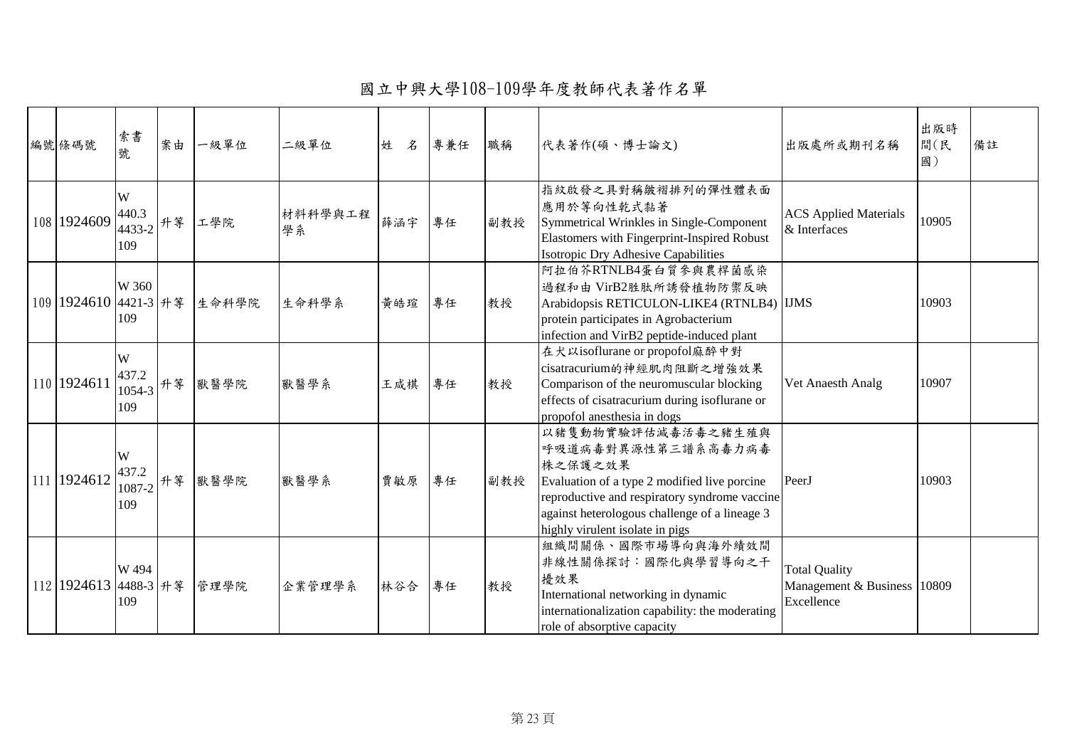# 國立中興大學108-109學年度教師代表著作名單

| 編號 | 條碼號 | 索書號 | 案由 | 一級單位 | 二級單位 | 姓　名 | 專兼任 | 職稱 | 代表著作(碩、博士論文) | 出版處所或期刊名稱 | 出版時間(民國) | 備註 |
|---|---|---|---|---|---|---|---|---|---|---|---|---|
| 108 | 1924609 | W 440.3 4433-2 109 | 升等 | 工學院 | 材料科學與工程學系 | 薛涵宇 | 專任 | 副教授 | 指紋啟發之具對稱皺褶排列的彈性體表面應用於等向性乾式黏著 Symmetrical Wrinkles in Single-Component Elastomers with Fingerprint-Inspired Robust Isotropic Dry Adhesive Capabilities | ACS Applied Materials & Interfaces | 10905 | |
| 109 | 1924610 | W 360 4421-3 109 | 升等 | 生命科學院 | 生命科學系 | 黃皓瑄 | 專任 | 教授 | 阿拉伯芥RTNLB4蛋白質參與農桿菌感染過程和由 VirB2胜肽所誘發植物防禦反映 Arabidopsis RETICULON-LIKE4 (RTNLB4) protein participates in Agrobacterium infection and VirB2 peptide-induced plant | IJMS | 10903 | |
| 110 | 1924611 | W 437.2 1054-3 109 | 升等 | 獸醫學院 | 獸醫學系 | 王咸棋 | 專任 | 教授 | 在犬以isoflurane or propofol麻醉中對cisatracurium的神經肌肉阻斷之增強效果 Comparison of the neuromuscular blocking effects of cisatracurium during isoflurane or propofol anesthesia in dogs | Vet Anaesth Analg | 10907 | |
| 111 | 1924612 | W 437.2 1087-2 109 | 升等 | 獸醫學院 | 獸醫學系 | 賈敏原 | 專任 | 副教授 | 以豬隻動物實驗評估減毒活毒之豬生殖與呼吸道病毒對異源性第三譜系高毒力病毒株之保護之效果 Evaluation of a type 2 modified live porcine reproductive and respiratory syndrome vaccine against heterologous challenge of a lineage 3 highly virulent isolate in pigs | PeerJ | 10903 | |
| 112 | 1924613 | W 494 4488-3 109 | 升等 | 管理學院 | 企業管理學系 | 林谷合 | 專任 | 教授 | 組織間關係、國際市場導向與海外績效間非線性關係探討：國際化與學習導向之干擾效果 International networking in dynamic internationalization capability: the moderating role of absorptive capacity | Total Quality Management & Business Excellence | 10809 | |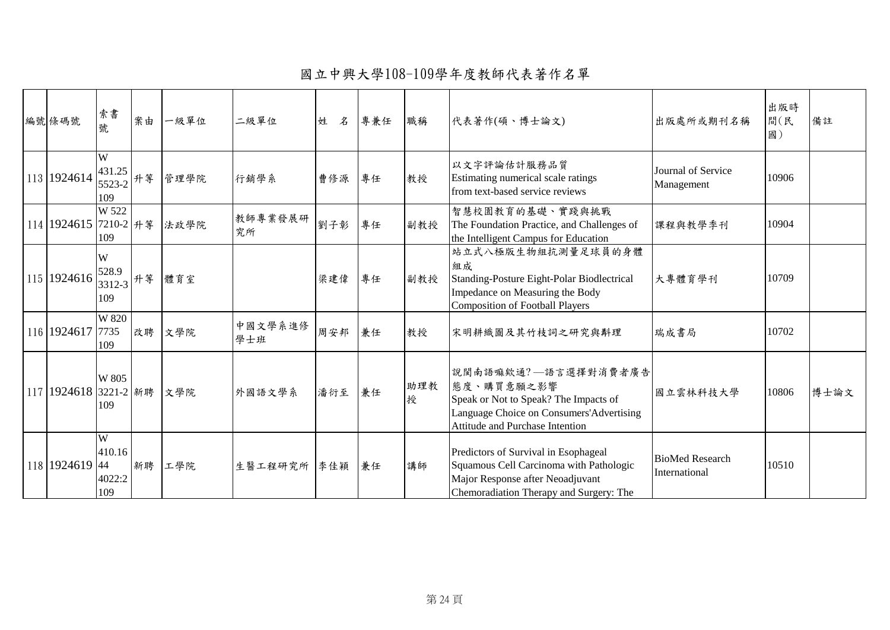# 國立中興大學108-109學年度教師代表著作名單

| 編號 | 條碼號 | 索書號 | 案由 | 一級單位 | 二級單位 | 姓　名 | 專兼任 | 職稱 | 代表著作(碩、博士論文) | 出版處所或期刊名稱 | 出版時間(民國) | 備註 |
|---|---|---|---|---|---|---|---|---|---|---|---|---|
| 113 | 1924614 | W 431.25 5523-2 109 | 升等 | 管理學院 | 行銷學系 | 曹修源 | 專任 | 教授 | 以文字評論估計服務品質 Estimating numerical scale ratings from text-based service reviews | Journal of Service Management | 10906 | |
| 114 | 1924615 | W 522 7210-2 109 | 升等 | 法政學院 | 教師專業發展研究所 | 劉子彰 | 專任 | 副教授 | 智慧校園教育的基礎、實踐與挑戰 The Foundation Practice, and Challenges of the Intelligent Campus for Education | 課程與教學季刊 | 10904 | |
| 115 | 1924616 | W 528.9 3312-3 109 | 升等 | 體育室 | | 梁建偉 | 專任 | 副教授 | 站立式八極版生物組抗測量足球員的身體組成 Standing-Posture Eight-Polar Biodlectrical Impedance on Measuring the Body Composition of Football Players | 大專體育學刊 | 10709 | |
| 116 | 1924617 | W 820 7735 109 | 改聘 | 文學院 | 中國文學系進修學士班 | 周安邦 | 兼任 | 教授 | 宋明耕織圖及其竹枝詞之研究與斠理 | 瑞成書局 | 10702 | |
| 117 | 1924618 | W 805 3221-2 109 | 新聘 | 文學院 | 外國語文學系 | 潘衍至 | 兼任 | 助理教授 | 說閩南語嘛欸通?—語言選擇對消費者廣告態度、購買意願之影響 Speak or Not to Speak? The Impacts of Language Choice on Consumers'Advertising Attitude and Purchase Intention | 國立雲林科技大學 | 10806 | 博士論文 |
| 118 | 1924619 | W 410.16 44 4022:2 109 | 新聘 | 工學院 | 生醫工程研究所 | 李佳穎 | 兼任 | 講師 | Predictors of Survival in Esophageal Squamous Cell Carcinoma with Pathologic Major Response after Neoadjuvant Chemoradiation Therapy and Surgery: The | BioMed Research International | 10510 | |